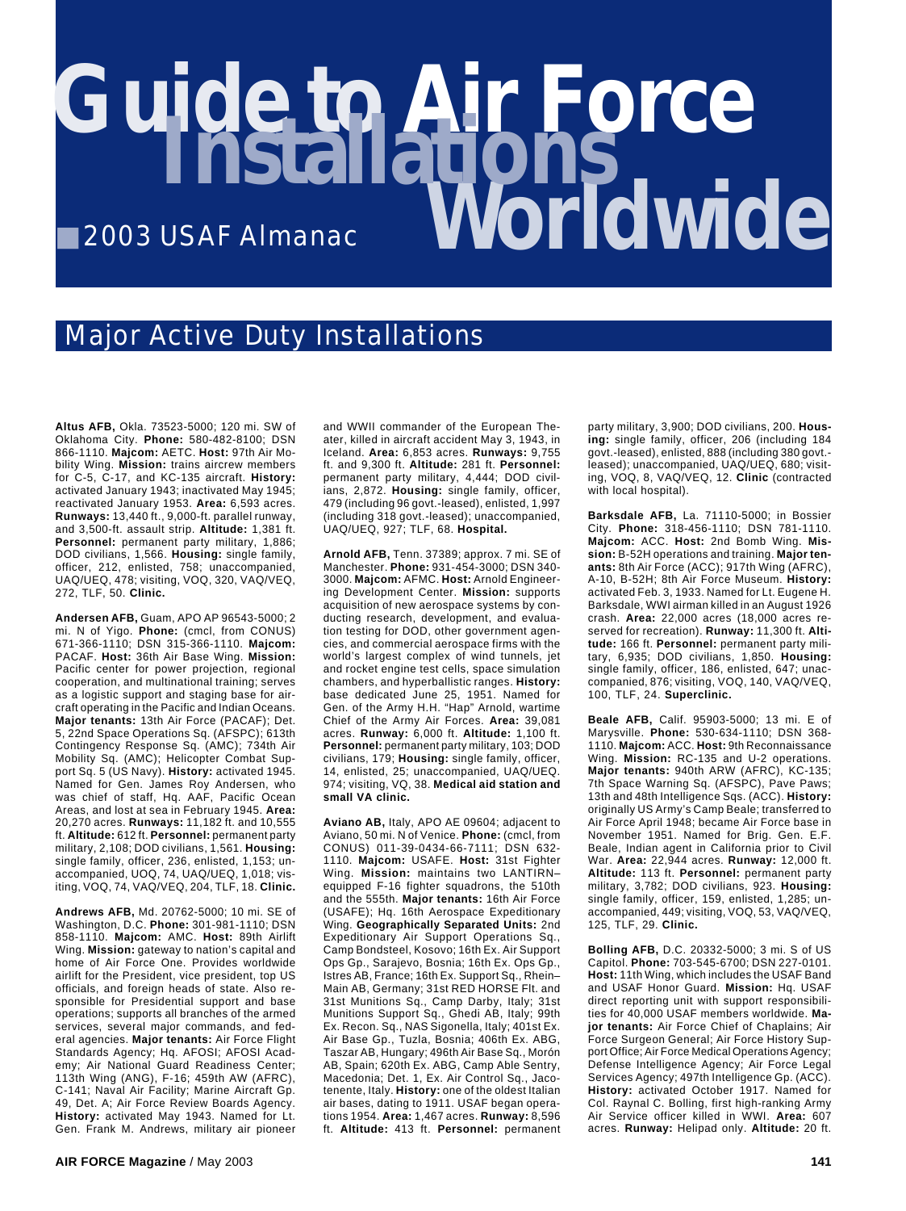# Guide to Air Force Installations Worldwide

2003 USAF Almanac

## Major Active Duty Installations

**Altus AFB,** Okla. 73523-5000; 120 mi. SW of Oklahoma City. **Phone:** 580-482-8100; DSN 866-1110. **Majcom:** AETC. **Host:** 97th Air Mobility Wing. **Mission:** trains aircrew members for C-5, C-17, and KC-135 aircraft. **History:** activated January 1943; inactivated May 1945; reactivated January 1953. **Area:** 6,593 acres. **Runways:** 13,440 ft., 9,000-ft. parallel runway, and 3,500-ft. assault strip. **Altitude:** 1,381 ft. **Personnel:** permanent party military, 1,886; DOD civilians, 1,566. **Housing:** single family, officer, 212, enlisted, 758; unaccompanied, UAQ/UEQ, 478; visiting, VOQ, 320, VAQ/VEQ, 272, TLF, 50. **Clinic.**

**Andersen AFB,** Guam, APO AP 96543-5000; 2 mi. N of Yigo. **Phone:** (cmcl, from CONUS) 671-366-1110; DSN 315-366-1110. **Majcom:** PACAF. **Host:** 36th Air Base Wing. **Mission:** Pacific center for power projection, regional cooperation, and multinational training; serves as a logistic support and staging base for aircraft operating in the Pacific and Indian Oceans. **Major tenants:** 13th Air Force (PACAF); Det. 5, 22nd Space Operations Sq. (AFSPC); 613th Contingency Response Sq. (AMC); 734th Air Mobility Sq. (AMC); Helicopter Combat Support Sq. 5 (US Navy). **History:** activated 1945. Named for Gen. James Roy Andersen, who was chief of staff, Hq. AAF, Pacific Ocean Areas, and lost at sea in February 1945. **Area:** 20,270 acres. **Runways:** 11,182 ft. and 10,555 ft. **Altitude:** 612 ft. **Personnel:** permanent party military, 2,108; DOD civilians, 1,561. **Housing:** single family, officer, 236, enlisted, 1,153; unaccompanied, UOQ, 74, UAQ/UEQ, 1,018; visiting, VOQ, 74, VAQ/VEQ, 204, TLF, 18. **Clinic.**

**Andrews AFB,** Md. 20762-5000; 10 mi. SE of Washington, D.C. **Phone:** 301-981-1110; DSN 858-1110. **Majcom:** AMC. **Host:** 89th Airlift Wing. **Mission:** gateway to nation's capital and home of Air Force One. Provides worldwide airlift for the President, vice president, top US officials, and foreign heads of state. Also responsible for Presidential support and base operations; supports all branches of the armed services, several major commands, and federal agencies. **Major tenants:** Air Force Flight Standards Agency; Hq. AFOSI; AFOSI Academy; Air National Guard Readiness Center; 113th Wing (ANG), F-16; 459th AW (AFRC), C-141; Naval Air Facility; Marine Aircraft Gp. 49, Det. A; Air Force Review Boards Agency. **History:** activated May 1943. Named for Lt. Gen. Frank M. Andrews, military air pioneer and WWII commander of the European Theater, killed in aircraft accident May 3, 1943, in Iceland. **Area:** 6,853 acres. **Runways:** 9,755 ft. and 9,300 ft. **Altitude:** 281 ft. **Personnel:** permanent party military, 4,444; DOD civilians, 2,872. **Housing:** single family, officer, 479 (including 96 govt.-leased), enlisted, 1,997 (including 318 govt.-leased); unaccompanied, UAQ/UEQ, 927; TLF, 68. **Hospital.**

**Arnold AFB,** Tenn. 37389; approx. 7 mi. SE of Manchester. **Phone:** 931-454-3000; DSN 340-3000. **Majcom:** AFMC. **Host:** Arnold Engineering Development Center. **Mission:** supports acquisition of new aerospace systems by conducting research, development, and evaluation testing for DOD, other government agencies, and commercial aerospace firms with the world's largest complex of wind tunnels, jet and rocket engine test cells, space simulation chambers, and hyperballistic ranges. **History:** base dedicated June 25, 1951. Named for Gen. of the Army H.H. "Hap" Arnold, wartime Chief of the Army Air Forces. **Area:** 39,081 acres. **Runway:** 6,000 ft. **Altitude:** 1,100 ft. **Personnel:** permanent party military, 103; DOD civilians, 179; **Housing:** single family, officer, 14, enlisted, 25; unaccompanied, UAQ/UEQ. 974; visiting, VQ, 38. **Medical aid station and small VA clinic.**

**Aviano AB,** Italy, APO AE 09604; adjacent to Aviano, 50 mi. N of Venice. **Phone:** (cmcl, from CONUS) 011-39-0434-66-7111; DSN 632-1110. **Majcom:** USAFE. **Host:** 31st Fighter Wing. **Mission:** maintains two LANTIRN–equipped F-16 fighter squadrons, the 510th and the 555th. **Major tenants:** 16th Air Force (USAFE); Hq. 16th Aerospace Expeditionary Wing. **Geographically Separated Units:** 2nd Expeditionary Air Support Operations Sq., Camp Bondsteel, Kosovo; 16th Ex. Air Support Ops Gp., Sarajevo, Bosnia; 16th Ex. Ops Gp., Istres AB, France; 16th Ex. Support Sq., Rhein–Main AB, Germany; 31st RED HORSE Flt. and 31st Munitions Sq., Camp Darby, Italy; 31st Munitions Support Sq., Ghedi AB, Italy; 99th Ex. Recon. Sq., NAS Sigonella, Italy; 401st Ex. Air Base Gp., Tuzla, Bosnia; 406th Ex. ABG, Taszar AB, Hungary; 496th Air Base Sq., Morón AB, Spain; 620th Ex. ABG, Camp Able Sentry, Macedonia; Det. 1, Ex. Air Control Sq., Jacotenente, Italy. **History:** one of the oldest Italian air bases, dating to 1911. USAF began operations 1954. **Area:** 1,467 acres. **Runway:** 8,596 ft. **Altitude:** 413 ft. **Personnel:** permanent party military, 3,900; DOD civilians, 200. **Housing:** single family, officer, 206 (including 184 govt.-leased), enlisted, 888 (including 380 govt.-leased); unaccompanied, UAQ/UEQ, 680; visiting, VOQ, 8, VAQ/VEQ, 12. **Clinic** (contracted with local hospital).

**Barksdale AFB,** La. 71110-5000; in Bossier City. **Phone:** 318-456-1110; DSN 781-1110. **Majcom:** ACC. **Host:** 2nd Bomb Wing. **Mission:** B-52H operations and training. **Major tenants:** 8th Air Force (ACC); 917th Wing (AFRC), A-10, B-52H; 8th Air Force Museum. **History:** activated Feb. 3, 1933. Named for Lt. Eugene H. Barksdale, WWI airman killed in an August 1926 crash. **Area:** 22,000 acres (18,000 acres reserved for recreation). **Runway:** 11,300 ft. **Altitude:** 166 ft. **Personnel:** permanent party military, 6,935; DOD civilians, 1,850. **Housing:** single family, officer, 186, enlisted, 647; unaccompanied, 876; visiting, VOQ, 140, VAQ/VEQ, 100, TLF, 24. **Superclinic.**

**Beale AFB,** Calif. 95903-5000; 13 mi. E of Marysville. **Phone:** 530-634-1110; DSN 368-1110. **Majcom:** ACC. **Host:** 9th Reconnaissance Wing. **Mission:** RC-135 and U-2 operations. **Major tenants:** 940th ARW (AFRC), KC-135; 7th Space Warning Sq. (AFSPC), Pave Paws; 13th and 48th Intelligence Sqs. (ACC). **History:** originally US Army's Camp Beale; transferred to Air Force April 1948; became Air Force base in November 1951. Named for Brig. Gen. E.F. Beale, Indian agent in California prior to Civil War. **Area:** 22,944 acres. **Runway:** 12,000 ft. **Altitude:** 113 ft. **Personnel:** permanent party military, 3,782; DOD civilians, 923. **Housing:** single family, officer, 159, enlisted, 1,285; unaccompanied, 449; visiting, VOQ, 53, VAQ/VEQ, 125, TLF, 29. **Clinic.**

**Bolling AFB,** D.C. 20332-5000; 3 mi. S of US Capitol. **Phone:** 703-545-6700; DSN 227-0101. **Host:** 11th Wing, which includes the USAF Band and USAF Honor Guard. **Mission:** Hq. USAF direct reporting unit with support responsibilities for 40,000 USAF members worldwide. **Major tenants:** Air Force Chief of Chaplains; Air Force Surgeon General; Air Force History Support Office; Air Force Medical Operations Agency; Defense Intelligence Agency; Air Force Legal Services Agency; 497th Intelligence Gp. (ACC). **History:** activated October 1917. Named for Col. Raynal C. Bolling, first high-ranking Army Air Service officer killed in WWI. **Area:** 607 acres. **Runway:** Helipad only. **Altitude:** 20 ft.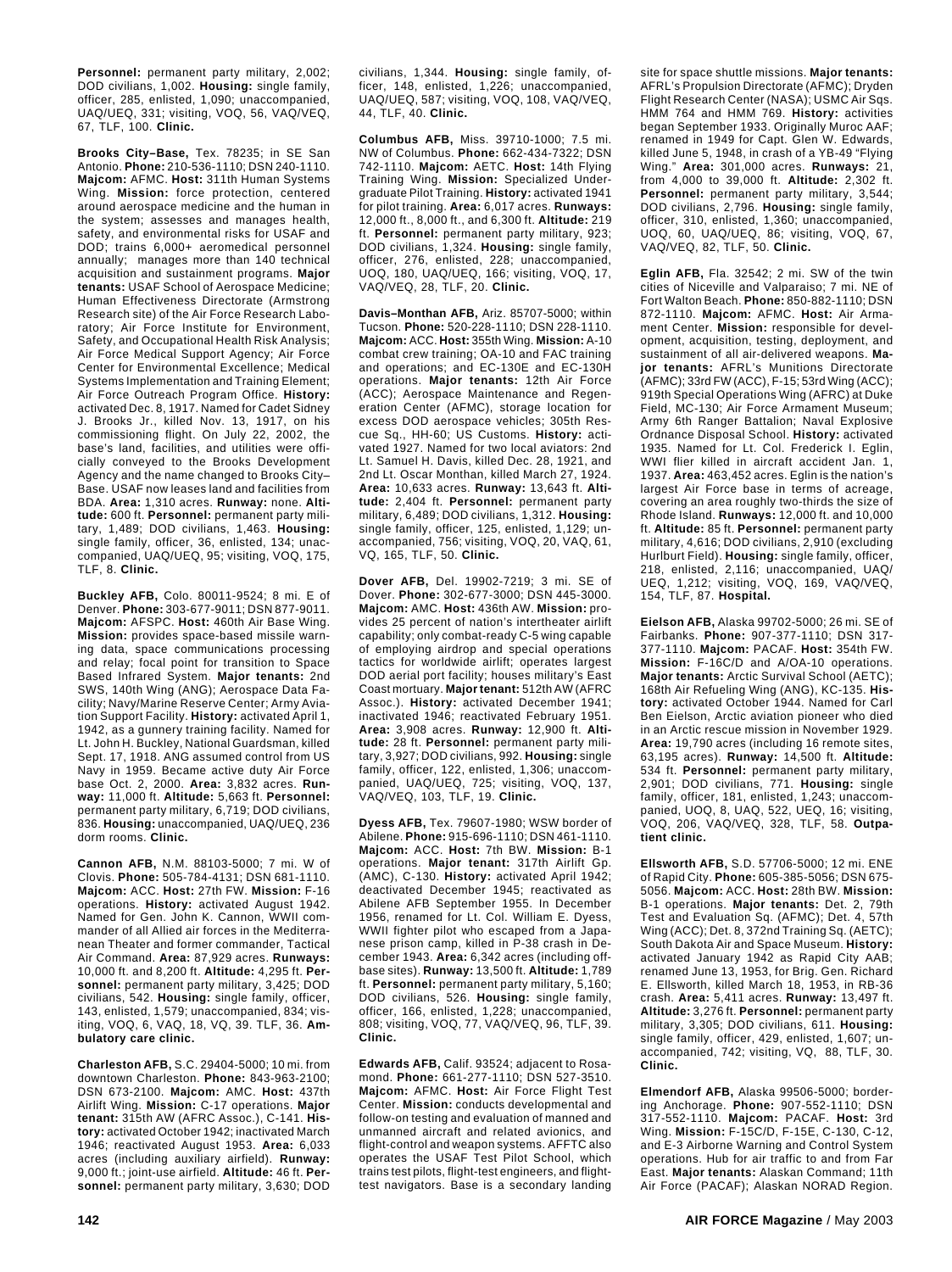**Personnel:** permanent party military, 2,002; DOD civilians, 1,002. **Housing:** single family, officer, 285, enlisted, 1,090; unaccompanied, UAQ/UEQ, 331; visiting, VOQ, 56, VAQ/VEQ, 67, TLF, 100. **Clinic.**

**Brooks City–Base,** Tex. 78235; in SE San Antonio. **Phone:** 210-536-1110; DSN 240-1110. **Majcom:** AFMC. **Host:** 311th Human Systems Wing. **Mission:** force protection, centered around aerospace medicine and the human in the system; assesses and manages health, safety, and environmental risks for USAF and DOD; trains 6,000+ aeromedical personnel annually; manages more than 140 technical acquisition and sustainment programs. **Major tenants:** USAF School of Aerospace Medicine; Human Effectiveness Directorate (Armstrong Research site) of the Air Force Research Laboratory; Air Force Institute for Environment, Safety, and Occupational Health Risk Analysis; Air Force Medical Support Agency; Air Force Center for Environmental Excellence; Medical Systems Implementation and Training Element; Air Force Outreach Program Office. **History:** activated Dec. 8, 1917. Named for Cadet Sidney J. Brooks Jr., killed Nov. 13, 1917, on his commissioning flight. On July 22, 2002, the base's land, facilities, and utilities were officially conveyed to the Brooks Development Agency and the name changed to Brooks City–Base. USAF now leases land and facilities from BDA. **Area:** 1,310 acres. **Runway:** none. **Altitude:** 600 ft. **Personnel:** permanent party military, 1,489; DOD civilians, 1,463. **Housing:** single family, officer, 36, enlisted, 134; unaccompanied, UAQ/UEQ, 95; visiting, VOQ, 175, TLF, 8. **Clinic.**

**Buckley AFB,** Colo. 80011-9524; 8 mi. E of Denver. **Phone:** 303-677-9011; DSN 877-9011. **Majcom:** AFSPC. **Host:** 460th Air Base Wing. **Mission:** provides space-based missile warning data, space communications processing and relay; focal point for transition to Space Based Infrared System. **Major tenants:** 2nd SWS, 140th Wing (ANG); Aerospace Data Facility; Navy/Marine Reserve Center; Army Aviation Support Facility. **History:** activated April 1, 1942, as a gunnery training facility. Named for Lt. John H. Buckley, National Guardsman, killed Sept. 17, 1918. ANG assumed control from US Navy in 1959. Became active duty Air Force base Oct. 2, 2000. **Area:** 3,832 acres. **Runway:** 11,000 ft. **Altitude:** 5,663 ft. **Personnel:** permanent party military, 6,719; DOD civilians, 836. **Housing:** unaccompanied, UAQ/UEQ, 236 dorm rooms. **Clinic.**

**Cannon AFB,** N.M. 88103-5000; 7 mi. W of Clovis. **Phone:** 505-784-4131; DSN 681-1110. **Majcom:** ACC. **Host:** 27th FW. **Mission:** F-16 operations. **History:** activated August 1942. Named for Gen. John K. Cannon, WWII commander of all Allied air forces in the Mediterranean Theater and former commander, Tactical Air Command. **Area:** 87,929 acres. **Runways:** 10,000 ft. and 8,200 ft. **Altitude:** 4,295 ft. **Personnel:** permanent party military, 3,425; DOD civilians, 542. **Housing:** single family, officer, 143, enlisted, 1,579; unaccompanied, 834; visiting, VOQ, 6, VAQ, 18, VQ, 39. TLF, 36. **Ambulatory care clinic.**

**Charleston AFB,** S.C. 29404-5000; 10 mi. from downtown Charleston. **Phone:** 843-963-2100; DSN 673-2100. **Majcom:** AMC. **Host:** 437th Airlift Wing. **Mission:** C-17 operations. **Major tenant:** 315th AW (AFRC Assoc.), C-141. **History:** activated October 1942; inactivated March 1946; reactivated August 1953. **Area:** 6,033 acres (including auxiliary airfield). **Runway:** 9,000 ft.; joint-use airfield. **Altitude:** 46 ft. **Personnel:** permanent party military, 3,630; DOD civilians, 1,344. **Housing:** single family, officer, 148, enlisted, 1,226; unaccompanied, UAQ/UEQ, 587; visiting, VOQ, 108, VAQ/VEQ, 44, TLF, 40. **Clinic.**

**Columbus AFB,** Miss. 39710-1000; 7.5 mi. NW of Columbus. **Phone:** 662-434-7322; DSN 742-1110. **Majcom:** AETC. **Host:** 14th Flying Training Wing. **Mission:** Specialized Undergraduate Pilot Training. **History:** activated 1941 for pilot training. **Area:** 6,017 acres. **Runways:** 12,000 ft., 8,000 ft., and 6,300 ft. **Altitude:** 219 ft. **Personnel:** permanent party military, 923; DOD civilians, 1,324. **Housing:** single family, officer, 276, enlisted, 228; unaccompanied, UOQ, 180, UAQ/UEQ, 166; visiting, VOQ, 17, VAQ/VEQ, 28, TLF, 20. **Clinic.**

**Davis–Monthan AFB,** Ariz. 85707-5000; within Tucson. **Phone:** 520-228-1110; DSN 228-1110. **Majcom:** ACC. **Host:** 355th Wing. **Mission:** A-10 combat crew training; OA-10 and FAC training and operations; and EC-130E and EC-130H operations. **Major tenants:** 12th Air Force (ACC); Aerospace Maintenance and Regeneration Center (AFMC), storage location for excess DOD aerospace vehicles; 305th Rescue Sq., HH-60; US Customs. **History:** activated 1927. Named for two local aviators: 2nd Lt. Samuel H. Davis, killed Dec. 28, 1921, and 2nd Lt. Oscar Monthan, killed March 27, 1924. **Area:** 10,633 acres. **Runway:** 13,643 ft. **Altitude:** 2,404 ft. **Personnel:** permanent party military, 6,489; DOD civilians, 1,312. **Housing:** single family, officer, 125, enlisted, 1,129; unaccompanied, UAQ/UEQ, 756; visiting, VOQ, 20, VAQ, 61, VQ, 165, TLF, 50. **Clinic.**

**Dover AFB,** Del. 19902-7219; 3 mi. SE of Dover. **Phone:** 302-677-3000; DSN 445-3000. **Majcom:** AMC. **Host:** 436th AW. **Mission:** provides 25 percent of nation's intertheater airlift capability; only combat-ready C-5 wing capable of employing airdrop and special operations tactics for worldwide airlift; operates largest DOD aerial port facility; houses military's East Coast mortuary. **Major tenant:** 512th AW (AFRC Assoc.). **History:** activated December 1941; inactivated 1946; reactivated February 1951. **Area:** 3,908 acres. **Runway:** 12,900 ft. **Altitude:** 28 ft. **Personnel:** permanent party military, 3,927; DOD civilians, 992. **Housing:** single family, officer, 122, enlisted, 1,306; unaccompanied, UAQ/UEQ, 725; visiting, VOQ, 137, VAQ/VEQ, 103, TLF, 19. **Clinic.**

**Dyess AFB,** Tex. 79607-1980; WSW border of Abilene. **Phone:** 915-696-1110; DSN 461-1110. **Majcom:** ACC. **Host:** 7th BW. **Mission:** B-1 operations. **Major tenant:** 317th Airlift Gp. (AMC), C-130. **History:** activated April 1942; deactivated December 1945; reactivated as Abilene AFB September 1955. In December 1956, renamed for Lt. Col. William E. Dyess, WWII fighter pilot who escaped from a Japanese prison camp, killed in P-38 crash in December 1943. **Area:** 6,342 acres (including offbase sites). **Runway:** 13,500 ft. **Altitude:** 1,789 ft. **Personnel:** permanent party military, 5,160; DOD civilians, 526. **Housing:** single family, officer, 166, enlisted, 1,228; unaccompanied, 808; visiting, VOQ, 77, VAQ/VEQ, 96, TLF, 39. **Clinic.**

**Edwards AFB,** Calif. 93524; adjacent to Rosamond. **Phone:** 661-277-1110; DSN 527-3510. **Majcom:** AFMC. **Host:** Air Force Flight Test Center. **Mission:** conducts developmental and follow-on testing and evaluation of manned and unmanned aircraft and related avionics, and flight-control and weapon systems. AFFTC also operates the USAF Test Pilot School, which trains test pilots, flight-test engineers, and flight-test navigators. Base is a secondary landing site for space shuttle missions. **Major tenants:** AFRL's Propulsion Directorate (AFMC); Dryden Flight Research Center (NASA); USMC Air Sqs. HMM 764 and HMM 769. **History:** activities began September 1933. Originally Muroc AAF; renamed in 1949 for Capt. Glen W. Edwards, killed June 5, 1948, in crash of a YB-49 "Flying Wing." **Area:** 301,000 acres. **Runways:** 21, from 4,000 to 39,000 ft. **Altitude:** 2,302 ft. **Personnel:** permanent party military, 3,544; DOD civilians, 2,796. **Housing:** single family, officer, 310, enlisted, 1,360; unaccompanied, UOQ, 60, UAQ/UEQ, 86; visiting, VOQ, 67, VAQ/VEQ, 82, TLF, 50. **Clinic.**

**Eglin AFB,** Fla. 32542; 2 mi. SW of the twin cities of Niceville and Valparaiso; 7 mi. NE of Fort Walton Beach. **Phone:** 850-882-1110; DSN 872-1110. **Majcom:** AFMC. **Host:** Air Armament Center. **Mission:** responsible for development, acquisition, testing, deployment, and sustainment of all air-delivered weapons. **Major tenants:** AFRL's Munitions Directorate (AFMC); 33rd FW (ACC), F-15; 53rd Wing (ACC); 919th Special Operations Wing (AFRC) at Duke Field, MC-130; Air Force Armament Museum; Army 6th Ranger Battalion; Naval Explosive Ordnance Disposal School. **History:** activated 1935. Named for Lt. Col. Frederick I. Eglin, WWI flier killed in aircraft accident Jan. 1, 1937. **Area:** 463,452 acres. Eglin is the nation's largest Air Force base in terms of acreage, covering an area roughly two-thirds the size of Rhode Island. **Runways:** 12,000 ft. and 10,000 ft. **Altitude:** 85 ft. **Personnel:** permanent party military, 4,616; DOD civilians, 2,910 (excluding Hurlburt Field). **Housing:** single family, officer, 218, enlisted, 2,116; unaccompanied, UAQ/UEQ, 1,212; visiting, VOQ, 169, VAQ/VEQ, 154, TLF, 87. **Hospital.**

**Eielson AFB,** Alaska 99702-5000; 26 mi. SE of Fairbanks. **Phone:** 907-377-1110; DSN 317-377-1110. **Majcom:** PACAF. **Host:** 354th FW. **Mission:** F-16C/D and A/OA-10 operations. **Major tenants:** Arctic Survival School (AETC); 168th Air Refueling Wing (ANG), KC-135. **History:** activated October 1944. Named for Carl Ben Eielson, Arctic aviation pioneer who died in an Arctic rescue mission in November 1929. **Area:** 19,790 acres (including 16 remote sites, 63,195 acres). **Runway:** 14,500 ft. **Altitude:** 534 ft. **Personnel:** permanent party military, 2,901; DOD civilians, 771. **Housing:** single family, officer, 181, enlisted, 1,243; unaccompanied, UOQ, 8, UAQ, 522, UEQ, 16; visiting, VOQ, 206, VAQ/VEQ, 328, TLF, 58. **Outpatient clinic.**

**Ellsworth AFB,** S.D. 57706-5000; 12 mi. ENE of Rapid City. **Phone:** 605-385-5056; DSN 675-5056. **Majcom:** ACC. **Host:** 28th BW. **Mission:** B-1 operations. **Major tenants:** Det. 2, 79th Test and Evaluation Sq. (AFMC); Det. 4, 57th Wing (ACC); Det. 8, 372nd Training Sq. (AETC); South Dakota Air and Space Museum. **History:** activated January 1942 as Rapid City AAB; renamed June 13, 1953, for Brig. Gen. Richard E. Ellsworth, killed March 18, 1953, in RB-36 crash. **Area:** 5,411 acres. **Runway:** 13,497 ft. **Altitude:** 3,276 ft. **Personnel:** permanent party military, 3,305; DOD civilians, 611. **Housing:** single family, officer, 429, enlisted, 1,607; unaccompanied, 742; visiting, VQ, 88, TLF, 30. **Clinic.**

**Elmendorf AFB,** Alaska 99506-5000; bordering Anchorage. **Phone:** 907-552-1110; DSN 317-552-1110. **Majcom:** PACAF. **Host:** 3rd Wing. **Mission:** F-15C/D, F-15E, C-130, C-12, and E-3 Airborne Warning and Control System operations. Hub for air traffic to and from Far East. **Major tenants:** Alaskan Command; 11th Air Force (PACAF); Alaskan NORAD Region.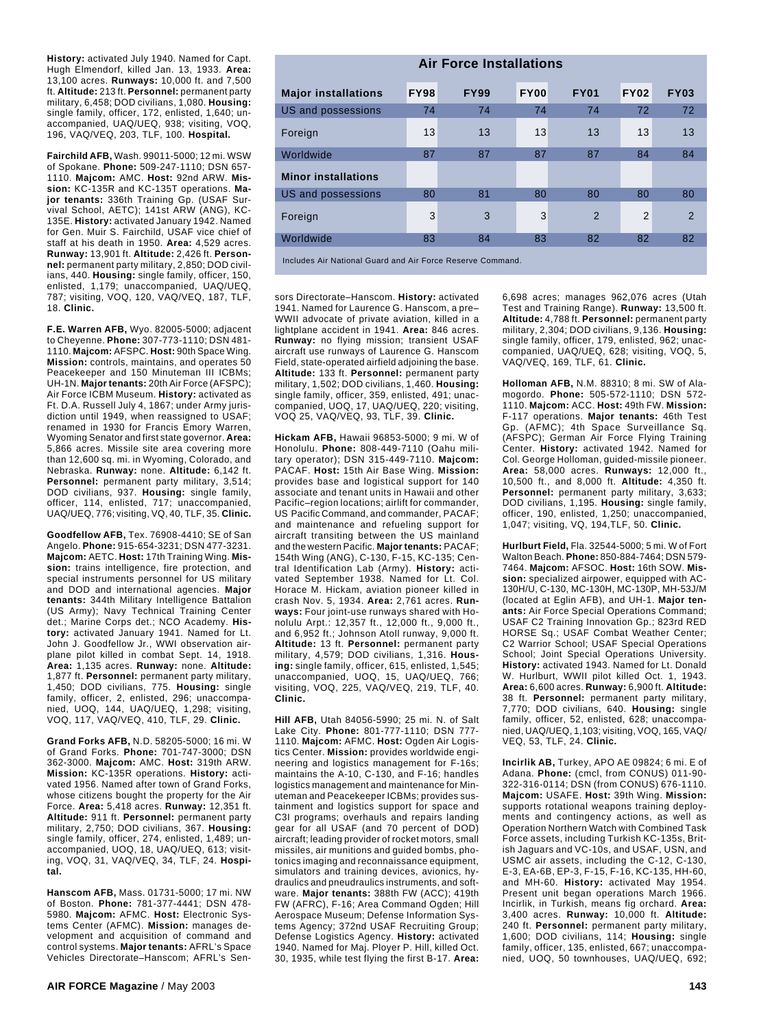History: activated July 1940. Named for Capt. Hugh Elmendorf, killed Jan. 13, 1933. **Area:** 13,100 acres. **Runways:** 10,000 ft. and 7,500 ft. **Altitude:** 213 ft. **Personnel:** permanent party military, 6,458; DOD civilians, 1,080. **Housing:** single family, officer, 172, enlisted, 1,640; unaccompanied, UAQ/UEQ, 938; visiting, VOQ, 196, VAQ/VEQ, 203, TLF, 100. **Hospital.**

**Fairchild AFB,** Wash. 99011-5000; 12 mi. WSW of Spokane. **Phone:** 509-247-1110; DSN 657-1110. **Majcom:** AMC. **Host:** 92nd ARW. **Mission:** KC-135R and KC-135T operations. **Major tenants:** 336th Training Gp. (USAF Survival School, AETC); 141st ARW (ANG), KC-135E. **History:** activated January 1942. Named for Gen. Muir S. Fairchild, USAF vice chief of staff at his death in 1950. **Area:** 4,529 acres. **Runway:** 13,901 ft. **Altitude:** 2,426 ft. **Personnel:** permanent party military, 2,850; DOD civilians, 440. **Housing:** single family, officer, 150, enlisted, 1,179; unaccompanied, UAQ/UEQ, 787; visiting, VOQ, 120, VAQ/VEQ, 187, TLF, 18. **Clinic.**

**F.E. Warren AFB,** Wyo. 82005-5000; adjacent to Cheyenne. **Phone:** 307-773-1110; DSN 481-1110. **Majcom:** AFSPC. **Host:** 90th Space Wing. **Mission:** controls, maintains, and operates 50 Peacekeeper and 150 Minuteman III ICBMs; UH-1N. **Major tenants:** 20th Air Force (AFSPC); Air Force ICBM Museum. **History:** activated as Ft. D.A. Russell July 4, 1867; under Army jurisdiction until 1949, when reassigned to USAF; renamed in 1930 for Francis Emory Warren, Wyoming Senator and first state governor. **Area:** 5,866 acres. Missile site area covering more than 12,600 sq. mi. in Wyoming, Colorado, and Nebraska. **Runway:** none. **Altitude:** 6,142 ft. **Personnel:** permanent party military, 3,514; DOD civilians, 937. **Housing:** single family, officer, 114, enlisted, 717; unaccompanied, UAQ/UEQ, 776; visiting, VQ, 40, TLF, 35. **Clinic.**

**Goodfellow AFB,** Tex. 76908-4410; SE of San Angelo. **Phone:** 915-654-3231; DSN 477-3231. **Majcom:** AETC. **Host:** 17th Training Wing. **Mission:** trains intelligence, fire protection, and special instruments personnel for US military and DOD and international agencies. **Major tenants:** 344th Military Intelligence Battalion (US Army); Navy Technical Training Center det.; Marine Corps det.; NCO Academy. **History:** activated January 1941. Named for Lt. John J. Goodfellow Jr., WWI observation airplane pilot killed in combat Sept. 14, 1918. **Area:** 1,135 acres. **Runway:** none. **Altitude:** 1,877 ft. **Personnel:** permanent party military, 1,450; DOD civilians, 775. **Housing:** single family, officer, 2, enlisted, 296; unaccompanied, UOQ, 144, UAQ/UEQ, 1,298; visiting, VOQ, 117, VAQ/VEQ, 410, TLF, 29. **Clinic.**

**Grand Forks AFB,** N.D. 58205-5000; 16 mi. W of Grand Forks. **Phone:** 701-747-3000; DSN 362-3000. **Majcom:** AMC. **Host:** 319th ARW. **Mission:** KC-135R operations. **History:** activated 1956. Named after town of Grand Forks, whose citizens bought the property for the Air Force. **Area:** 5,418 acres. **Runway:** 12,351 ft. **Altitude:** 911 ft. **Personnel:** permanent party military, 2,750; DOD civilians, 367. **Housing:** single family, officer, 274, enlisted, 1,489; unaccompanied, UOQ, 18, UAQ/UEQ, 613; visiting, VOQ, 31, VAQ/VEQ, 34, TLF, 24. **Hospital.**

**Hanscom AFB,** Mass. 01731-5000; 17 mi. NW of Boston. **Phone:** 781-377-4441; DSN 478-5980. **Majcom:** AFMC. **Host:** Electronic Systems Center (AFMC). **Mission:** manages development and acquisition of command and control systems. **Major tenants:** AFRL's Space Vehicles Directorate–Hanscom; AFRL's Sensors Directorate–Hanscom. **History:** activated 1941. Named for Laurence G. Hanscom, a pre–WWII advocate of private aviation, killed in a lightplane accident in 1941. **Area:** 846 acres. **Runway:** no flying mission; transient USAF aircraft use runways of Laurence G. Hanscom Field, state-operated airfield adjoining the base. **Altitude:** 133 ft. **Personnel:** permanent party military, 1,502; DOD civilians, 1,460. **Housing:** single family, officer, 359, enlisted, 491; unaccompanied, UOQ, 17, UAQ/UEQ, 220; visiting, VOQ 25, VAQ/VEQ, 93, TLF, 39. **Clinic.**

**Air Force Installations**

| Major installations | FY98 | FY99 | FY00 | FY01 | FY02 | FY03 |
|---|---|---|---|---|---|---|
| US and possessions | 74 | 74 | 74 | 74 | 72 | 72 |
| Foreign | 13 | 13 | 13 | 13 | 13 | 13 |
| Worldwide | 87 | 87 | 87 | 87 | 84 | 84 |
| **Minor installations** | | | | | | |
| US and possessions | 80 | 81 | 80 | 80 | 80 | 80 |
| Foreign | 3 | 3 | 3 | 2 | 2 | 2 |
| Worldwide | 83 | 84 | 83 | 82 | 82 | 82 |

Includes Air National Guard and Air Force Reserve Command.

**Hickam AFB,** Hawaii 96853-5000; 9 mi. W of Honolulu. **Phone:** 808-449-7110 (Oahu military operator); DSN 315-449-7110. **Majcom:** PACAF. **Host:** 15th Air Base Wing. **Mission:** provides base and logistical support for 140 associate and tenant units in Hawaii and other Pacific–region locations; airlift for commander, US Pacific Command, and commander, PACAF; and maintenance and refueling support for aircraft transiting between the US mainland and the western Pacific. **Major tenants:** PACAF; 154th Wing (ANG), C-130, F-15, KC-135; Central Identification Lab (Army). **History:** activated September 1938. Named for Lt. Col. Horace M. Hickam, aviation pioneer killed in crash Nov. 5, 1934. **Area:** 2,761 acres. **Runways:** Four joint-use runways shared with Honolulu Arpt.: 12,357 ft., 12,000 ft., 9,000 ft., and 6,952 ft.; Johnson Atoll runway, 9,000 ft. **Altitude:** 13 ft. **Personnel:** permanent party military, 4,579; DOD civilians, 1,316. **Housing:** single family, officer, 615, enlisted, 1,545; unaccompanied, UOQ, 15, UAQ/UEQ, 766; visiting, VOQ, 225, VAQ/VEQ, 219, TLF, 40. **Clinic.**

**Hill AFB,** Utah 84056-5990; 25 mi. N. of Salt Lake City. **Phone:** 801-777-1110; DSN 777-1110. **Majcom:** AFMC. **Host:** Ogden Air Logistics Center. **Mission:** provides worldwide engineering and logistics management for F-16s; maintains the A-10, C-130, and F-16; handles logistics management and maintenance for Minuteman and Peacekeeper ICBMs; provides sustainment and logistics support for space and C3I programs; overhauls and repairs landing gear for all USAF (and 70 percent of DOD) aircraft; leading provider of rocket motors, small missiles, air munitions and guided bombs, photonics imaging and reconnaissance equipment, simulators and training devices, avionics, hydraulics and pneudraulics instruments, and software. **Major tenants:** 388th FW (ACC); 419th FW (AFRC), F-16; Area Command Ogden; Hill Aerospace Museum; Defense Information Systems Agency; 372nd USAF Recruiting Group; Defense Logistics Agency. **History:** activated 1940. Named for Maj. Ployer P. Hill, killed Oct. 30, 1935, while test flying the first B-17. **Area:** 6,698 acres; manages 962,076 acres (Utah Test and Training Range). **Runway:** 13,500 ft. **Altitude:** 4,788 ft. **Personnel:** permanent party military, 2,304; DOD civilians, 9,136. **Housing:** single family, officer, 179, enlisted, 962; unaccompanied, UAQ/UEQ, 628; visiting, VOQ, 5, VAQ/VEQ, 169, TLF, 61. **Clinic.**

**Holloman AFB,** N.M. 88310; 8 mi. SW of Alamogordo. **Phone:** 505-572-1110; DSN 572-1110. **Majcom:** ACC. **Host:** 49th FW. **Mission:** F-117 operations. **Major tenants:** 46th Test Gp. (AFMC); 4th Space Surveillance Sq. (AFSPC); German Air Force Flying Training Center. **History:** activated 1942. Named for Col. George Holloman, guided-missile pioneer. **Area:** 58,000 acres. **Runways:** 12,000 ft., 10,500 ft., and 8,000 ft. **Altitude:** 4,350 ft. **Personnel:** permanent party military, 3,633; DOD civilians, 1,195. **Housing:** single family, officer, 190, enlisted, 1,250; unaccompanied, 1,047; visiting, VQ, 194,TLF, 50. **Clinic.**

**Hurlburt Field,** Fla. 32544-5000; 5 mi. W of Fort Walton Beach. **Phone:** 850-884-7464; DSN 579-7464. **Majcom:** AFSOC. **Host:** 16th SOW. **Mission:** specialized airpower, equipped with AC-130H/U, C-130, MC-130H, MC-130P, MH-53J/M (located at Eglin AFB), and UH-1. **Major tenants:** Air Force Special Operations Command; USAF C2 Training Innovation Gp.; 823rd RED HORSE Sq.; USAF Combat Weather Center; C2 Warrior School; USAF Special Operations School; Joint Special Operations University. **History:** activated 1943. Named for Lt. Donald W. Hurlburt, WWII pilot killed Oct. 1, 1943. **Area:** 6,600 acres. **Runway:** 6,900 ft. **Altitude:** 38 ft. **Personnel:** permanent party military, 7,770; DOD civilians, 640. **Housing:** single family, officer, 52, enlisted, 628; unaccompanied, UAQ/UEQ, 1,103; visiting, VOQ, 165, VAQ/VEQ, 53, TLF, 24. **Clinic.**

**Incirlik AB,** Turkey, APO AE 09824; 6 mi. E of Adana. **Phone:** (cmcl, from CONUS) 011-90-322-316-0114; DSN (from CONUS) 676-1110. **Majcom:** USAFE. **Host:** 39th Wing. **Mission:** supports rotational weapons training deployments and contingency actions, as well as Operation Northern Watch with Combined Task Force assets, including Turkish KC-135s, British Jaguars and VC-10s, and USAF, USN, and USMC air assets, including the C-12, C-130, E-3, EA-6B, EP-3, F-15, F-16, KC-135, HH-60, and MH-60. **History:** activated May 1954. Present unit began operations March 1966. Incirlik, in Turkish, means fig orchard. **Area:** 3,400 acres. **Runway:** 10,000 ft. **Altitude:** 240 ft. **Personnel:** permanent party military, 1,600; DOD civilians, 114; **Housing:** single family, officer, 135, enlisted, 667; unaccompanied, UOQ, 50 townhouses, UAQ/UEQ, 692;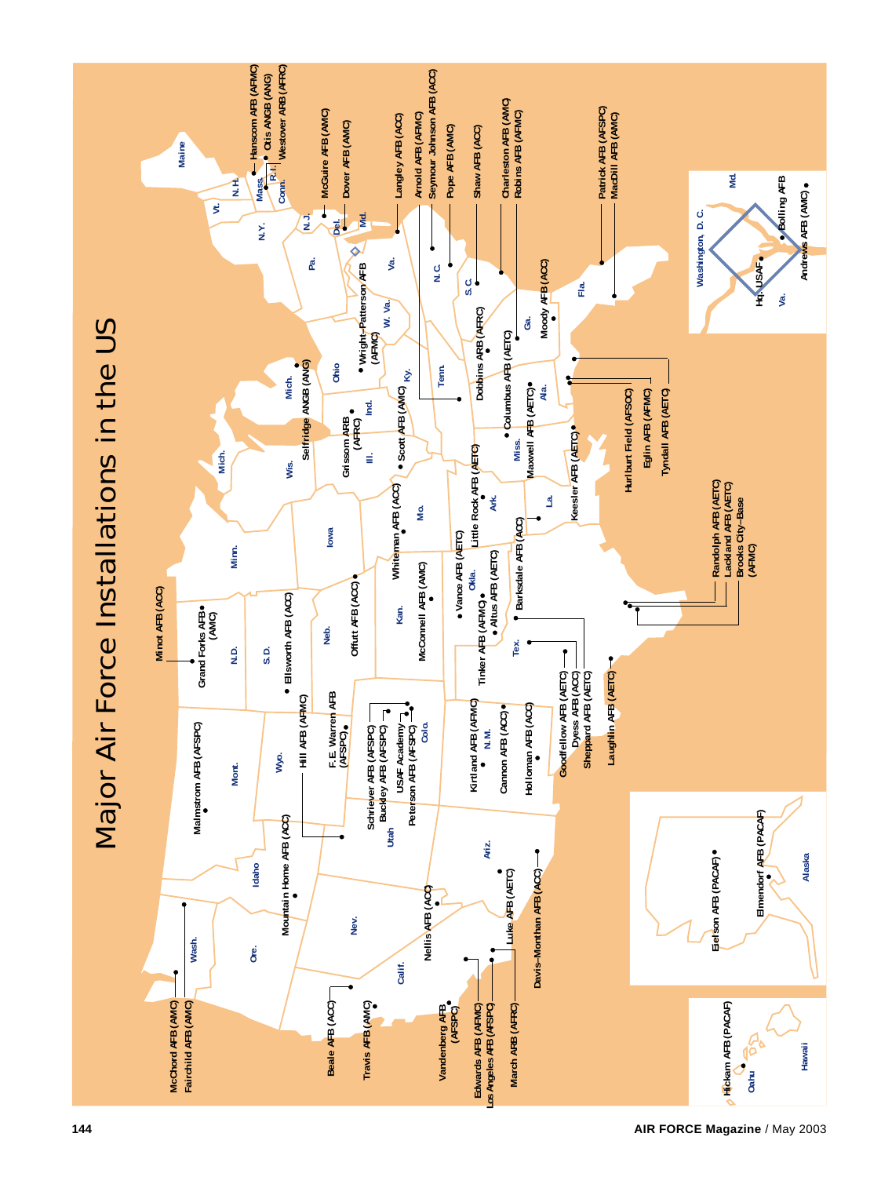# Major Air Force Installations in the US

McChord AFB (AMC)
Fairchild AFB (AMC)
Beale AFB (ACC)
Travis AFB (AMC)
Vandenberg AFB (AFSPC)
Edwards AFB (AFMC)
Los Angeles AFB (AFSPC)
March ARB (AFRC)
Davis-Monthan AFB (ACC)
Luke AFB (AETC)
Nellis AFB (ACC)
Mountain Home AFB (ACC)
Malmstrom AFB (AFSPC)
Hill AFB (AFMC)
Minot AFB (ACC)
Grand Forks AFB (AMC)
Ellsworth AFB (ACC)
F.E. Warren AFB (AFSPC)
Schriever AFB (AFSPC)
Buckley AFB (AFSPC)
USAF Academy
Peterson AFB (AFSPC)
Kirtland AFB (AFMC)
Cannon AFB (ACC)
Holloman AFB (ACC)
Goodfellow AFB (AETC)
Dyess AFB (ACC)
Sheppard AFB (AETC)
Laughlin AFB (AETC)
Offutt AFB (ACC)
McConnell AFB (AMC)
Vance AFB (AETC)
Tinker AFB (AFMC)
Altus AFB (AETC)
Barksdale AFB (ACC)
Randolph AFB (AETC)
Lackland AFB (AETC)
Brooks City-Base (AFMC)
Whiteman AFB (ACC)
Little Rock AFB (AETC)
Keesler AFB (AETC)
Scott AFB (AMC)
Grissom ARB (AFRC)
Selfridge ANGB (ANG)
Wright-Patterson AFB (AFMC)
Maxwell AFB (AETC)
Columbus AFB (AETC)
Hurlburt Field (AFSOC)
Eglin AFB (AFMC)
Tyndall AFB (AETC)
Dobbins ARB (AFRC)
Moody AFB (ACC)
Arnold AFB (AFMC)
Hanscom AFB (AFMC)
Otis ANGB (ANG)
Westover ARB (AFRC)
McGuire AFB (AMC)
Dover AFB (AMC)
Langley AFB (ACC)
Seymour Johnson AFB (ACC)
Pope AFB (AMC)
Shaw AFB (ACC)
Charleston AFB (AMC)
Robins AFB (AFMC)
Patrick AFB (AFSPC)
MacDill AFB (AMC)

**Washington, D.C.**
Hq. USAF
Bolling AFB
Andrews AFB (AMC)

**Alaska**
Eielson AFB (PACAF)
Elmendorf AFB (PACAF)

**Hawaii**
Hickam AFB (PACAF)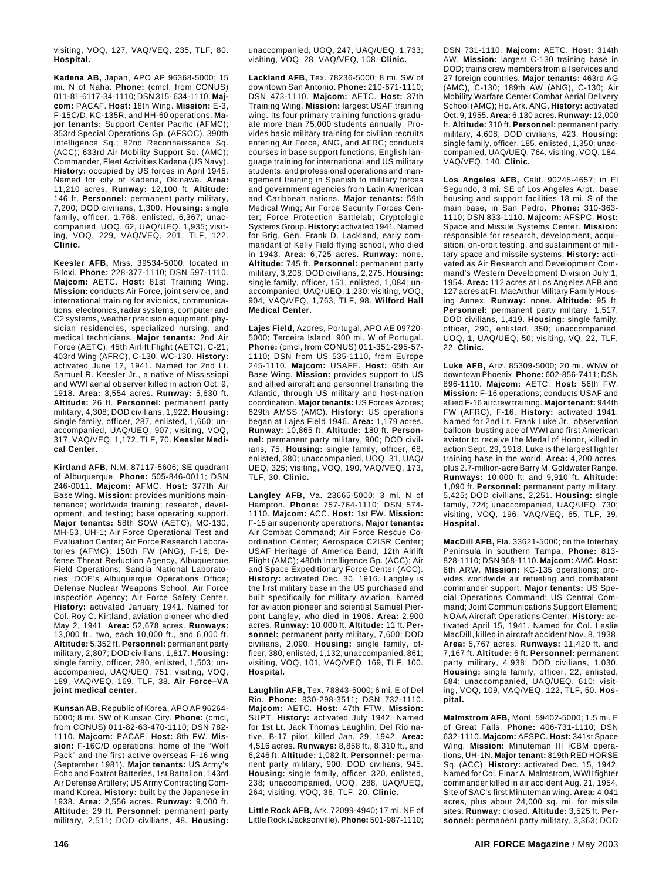visiting, VOQ, 127, VAQ/VEQ, 235, TLF, 80. **Hospital.**

**Kadena AB,** Japan, APO AP 96368-5000; 15 mi. N of Naha. **Phone:** (cmcl, from CONUS) 011-81-6117-34-1110; DSN 315- 634-1110. **Majcom:** PACAF. **Host:** 18th Wing. **Mission:** E-3, F-15C/D, KC-135R, and HH-60 operations. **Major tenants:** Support Center Pacific (AFMC); 353rd Special Operations Gp. (AFSOC), 390th Intelligence Sq.; 82nd Reconnaissance Sq. (ACC); 633rd Air Mobility Support Sq. (AMC); Commander, Fleet Activities Kadena (US Navy). **History:** occupied by US forces in April 1945. Named for city of Kadena, Okinawa. **Area:** 11,210 acres. **Runway:** 12,100 ft. **Altitude:** 146 ft. **Personnel:** permanent party military, 7,200; DOD civilians, 1,300. **Housing:** single family, officer, 1,768, enlisted, 6,367; unaccompanied, UOQ, 62, UAQ/UEQ, 1,935; visiting, VOQ, 229, VAQ/VEQ, 201, TLF, 122. **Clinic.**

**Keesler AFB,** Miss. 39534-5000; located in Biloxi. **Phone:** 228-377-1110; DSN 597-1110. **Majcom:** AETC. **Host:** 81st Training Wing. **Mission:** conducts Air Force, joint service, and international training for avionics, communications, electronics, radar systems, computer and C2 systems, weather precision equipment, physician residencies, specialized nursing, and medical technicians. **Major tenants:** 2nd Air Force (AETC); 45th Airlift Flight (AETC), C-21; 403rd Wing (AFRC), C-130, WC-130. **History:** activated June 12, 1941. Named for 2nd Lt. Samuel R. Keesler Jr., a native of Mississippi and WWI aerial observer killed in action Oct. 9, 1918. **Area:** 3,554 acres. **Runway:** 5,630 ft. **Altitude:** 26 ft. **Personnel:** permanent party military, 4,308; DOD civilians, 1,922. **Housing:** single family, officer, 287, enlisted, 1,660; unaccompanied, UAQ/UEQ, 907; visiting, VOQ, 317, VAQ/VEQ, 1,172, TLF, 70. **Keesler Medical Center.**

**Kirtland AFB,** N.M. 87117-5606; SE quadrant of Albuquerque. **Phone:** 505-846-0011; DSN 246-0011. **Majcom:** AFMC. **Host:** 377th Air Base Wing. **Mission:** provides munitions maintenance; worldwide training; research, development, and testing; base operating support. **Major tenants:** 58th SOW (AETC), MC-130, MH-53, UH-1; Air Force Operational Test and Evaluation Center; Air Force Research Laboratories (AFMC); 150th FW (ANG), F-16; Defense Threat Reduction Agency, Albuquerque Field Operations; Sandia National Laboratories; DOE's Albuquerque Operations Office; Defense Nuclear Weapons School; Air Force Inspection Agency; Air Force Safety Center. **History:** activated January 1941. Named for Col. Roy C. Kirtland, aviation pioneer who died May 2, 1941. **Area:** 52,678 acres. **Runways:** 13,000 ft., two, each 10,000 ft., and 6,000 ft. **Altitude:** 5,352 ft. **Personnel:** permanent party military, 2,807; DOD civilians, 1,817. **Housing:** single family, officer, 280, enlisted, 1,503; unaccompanied, UAQ/UEQ, 751; visiting, VOQ, 189, VAQ/VEQ, 169, TLF, 38. **Air Force–VA joint medical center.**

**Kunsan AB,** Republic of Korea, APO AP 96264-5000; 8 mi. SW of Kunsan City. **Phone:** (cmcl, from CONUS) 011-82-63-470-1110; DSN 782-1110. **Majcom:** PACAF. **Host:** 8th FW. **Mission:** F-16C/D operations; home of the "Wolf Pack" and the first active overseas F-16 wing (September 1981). **Major tenants:** US Army's Echo and Foxtrot Batteries, 1st Battalion, 143rd Air Defense Artillery; US Army Contracting Command Korea. **History:** built by the Japanese in 1938. **Area:** 2,556 acres. **Runway:** 9,000 ft. **Altitude:** 29 ft. **Personnel:** permanent party military, 2,511; DOD civilians, 48. **Housing:** unaccompanied, UOQ, 247, UAQ/UEQ, 1,733; visiting, VOQ, 28, VAQ/VEQ, 108. **Clinic.**

**Lackland AFB,** Tex. 78236-5000; 8 mi. SW of downtown San Antonio. **Phone:** 210-671-1110; DSN 473-1110. **Majcom:** AETC. **Host:** 37th Training Wing. **Mission:** largest USAF training wing. Its four primary training functions graduate more than 75,000 students annually. Provides basic military training for civilian recruits entering Air Force, ANG, and AFRC; conducts courses in base support functions, English language training for international and US military students, and professional operations and management training in Spanish to military forces and government agencies from Latin American and Caribbean nations. **Major tenants:** 59th Medical Wing; Air Force Security Forces Center; Force Protection Battlelab; Cryptologic Systems Group. **History:** activated 1941. Named for Brig. Gen. Frank D. Lackland, early commandant of Kelly Field flying school, who died in 1943. **Area:** 6,725 acres. **Runway:** none. **Altitude:** 745 ft. **Personnel:** permanent party military, 3,208; DOD civilians, 2,275. **Housing:** single family, officer, 151, enlisted, 1,084; unaccompanied, UAQ/UEQ, 1,230; visiting, VOQ, 904, VAQ/VEQ, 1,763, TLF, 98. **Wilford Hall Medical Center.**

**Lajes Field,** Azores, Portugal, APO AE 09720-5000; Terceira Island, 900 mi. W of Portugal. **Phone:** (cmcl, from CONUS) 011-351-295-57-1110; DSN from US 535-1110, from Europe 245-1110. **Majcom:** USAFE. **Host:** 65th Air Base Wing. **Mission:** provides support to US and allied aircraft and personnel transiting the Atlantic, through US military and host-nation coordination. **Major tenants:** US Forces Azores; 629th AMSS (AMC). **History:** US operations began at Lajes Field 1946. **Area:** 1,179 acres. **Runway:** 10,865 ft. **Altitude:** 180 ft. **Personnel:** permanent party military, 900; DOD civilians, 75. **Housing:** single family, officer, 68, enlisted, 380; unaccompanied, UOQ, 31, UAQ/UEQ, 325; visiting, VOQ, 190, VAQ/VEQ, 173, TLF, 30. **Clinic.**

**Langley AFB,** Va. 23665-5000; 3 mi. N of Hampton. **Phone:** 757-764-1110; DSN 574-1110. **Majcom:** ACC. **Host:** 1st FW. **Mission:** F-15 air superiority operations. **Major tenants:** Air Combat Command; Air Force Rescue Coordination Center; Aerospace C2ISR Center; USAF Heritage of America Band; 12th Airlift Flight (AMC); 480th Intelligence Gp. (ACC); Air and Space Expeditionary Force Center (ACC). **History:** activated Dec. 30, 1916. Langley is the first military base in the US purchased and built specifically for military aviation. Named for aviation pioneer and scientist Samuel Pierpont Langley, who died in 1906. **Area:** 2,900 acres. **Runway:** 10,000 ft. **Altitude:** 11 ft. **Personnel:** permanent party military, 7,600; DOD civilians, 2,090. **Housing:** single family, officer, 380, enlisted, 1,132; unaccompanied, 861; visiting, VOQ, 101, VAQ/VEQ, 169, TLF, 100. **Hospital.**

**Laughlin AFB,** Tex. 78843-5000; 6 mi. E of Del Rio. **Phone:** 830-298-3511; DSN 732-1110. **Majcom:** AETC. **Host:** 47th FTW. **Mission:** SUPT. **History:** activated July 1942. Named for 1st Lt. Jack Thomas Laughlin, Del Rio native, B-17 pilot, killed Jan. 29, 1942. **Area:** 4,516 acres. **Runways:** 8,858 ft., 8,310 ft., and 6,246 ft. **Altitude:** 1,082 ft. **Personnel:** permanent party military, 900; DOD civilians, 945. **Housing:** single family, officer, 320, enlisted, 238; unaccompanied, UOQ, 288, UAQ/UEQ, 264; visiting, VOQ, 36, TLF, 20. **Clinic.**

**Little Rock AFB,** Ark. 72099-4940; 17 mi. NE of Little Rock (Jacksonville). **Phone:** 501-987-1110; DSN 731-1110. **Majcom:** AETC. **Host:** 314th AW. **Mission:** largest C-130 training base in DOD; trains crew members from all services and 27 foreign countries. **Major tenants:** 463rd AG (AMC), C-130; 189th AW (ANG), C-130; Air Mobility Warfare Center Combat Aerial Delivery School (AMC); Hq. Ark. ANG. **History:** activated Oct. 9, 1955. **Area:** 6,130 acres. **Runway:** 12,000 ft. **Altitude:** 310 ft. **Personnel:** permanent party military, 4,608; DOD civilians, 423. **Housing:** single family, officer, 185, enlisted, 1,350; unaccompanied, UAQ/UEQ, 764; visiting, VOQ, 184, VAQ/VEQ, 140. **Clinic.**

**Los Angeles AFB,** Calif. 90245-4657; in El Segundo, 3 mi. SE of Los Angeles Arpt.; base housing and support facilities 18 mi. S of the main base, in San Pedro. **Phone:** 310-363-1110; DSN 833-1110. **Majcom:** AFSPC. **Host:** Space and Missile Systems Center. **Mission:** responsible for research, development, acquisition, on-orbit testing, and sustainment of military space and missile systems. **History:** activated as Air Research and Development Command's Western Development Division July 1, 1954. **Area:** 112 acres at Los Angeles AFB and 127 acres at Ft. MacArthur Military Family Housing Annex. **Runway:** none. **Altitude:** 95 ft. **Personnel:** permanent party military, 1,517; DOD civilians, 1,419. **Housing:** single family, officer, 290, enlisted, 350; unaccompanied, UOQ, 1, UAQ/UEQ, 50; visiting, VQ, 22, TLF, 22. **Clinic.**

**Luke AFB,** Ariz. 85309-5000; 20 mi. WNW of downtown Phoenix. **Phone:** 602-856-7411; DSN 896-1110. **Majcom:** AETC. **Host:** 56th FW. **Mission:** F-16 operations; conducts USAF and allied F-16 aircrew training. **Major tenant:** 944th FW (AFRC), F-16. **History:** activated 1941. Named for 2nd Lt. Frank Luke Jr., observation balloon–busting ace of WWI and first American aviator to receive the Medal of Honor, killed in action Sept. 29, 1918. Luke is the largest fighter training base in the world. **Area:** 4,200 acres, plus 2.7-million-acre Barry M. Goldwater Range. **Runways:** 10,000 ft. and 9,910 ft. **Altitude:** 1,090 ft. **Personnel:** permanent party military, 5,425; DOD civilians, 2,251. **Housing:** single family, 724; unaccompanied, UAQ/UEQ, 730; visiting, VOQ, 196, VAQ/VEQ, 65, TLF, 39. **Hospital.**

**MacDill AFB,** Fla. 33621-5000; on the Interbay Peninsula in southern Tampa. **Phone:** 813-828-1110; DSN 968-1110. **Majcom:** AMC. **Host:** 6th ARW. **Mission:** KC-135 operations; provides worldwide air refueling and combatant commander support. **Major tenants:** US Special Operations Command; US Central Command; Joint Communications Support Element; NOAA Aircraft Operations Center. **History:** activated April 15, 1941. Named for Col. Leslie MacDill, killed in aircraft accident Nov. 8, 1938. **Area:** 5,767 acres. **Runways:** 11,420 ft. and 7,167 ft. **Altitude:** 6 ft. **Personnel:** permanent party military, 4,938; DOD civilians, 1,030. **Housing:** single family, officer, 22, enlisted, 684; unaccompanied, UAQ/UEQ, 610; visiting, VOQ, 109, VAQ/VEQ, 122, TLF, 50. **Hospital.**

**Malmstrom AFB,** Mont. 59402-5000; 1.5 mi. E of Great Falls. **Phone:** 406-731-1110; DSN 632-1110. **Majcom:** AFSPC. **Host:** 341st Space Wing. **Mission:** Minuteman III ICBM operations, UH-1N. **Major tenant:** 819th RED HORSE Sq. (ACC). **History:** activated Dec. 15, 1942. Named for Col. Einar A. Malmstrom, WWII fighter commander killed in air accident Aug. 21, 1954. Site of SAC's first Minuteman wing. **Area:** 4,041 acres, plus about 24,000 sq. mi. for missile sites. **Runway:** closed. **Altitude:** 3,525 ft. **Personnel:** permanent party military, 3,363; DOD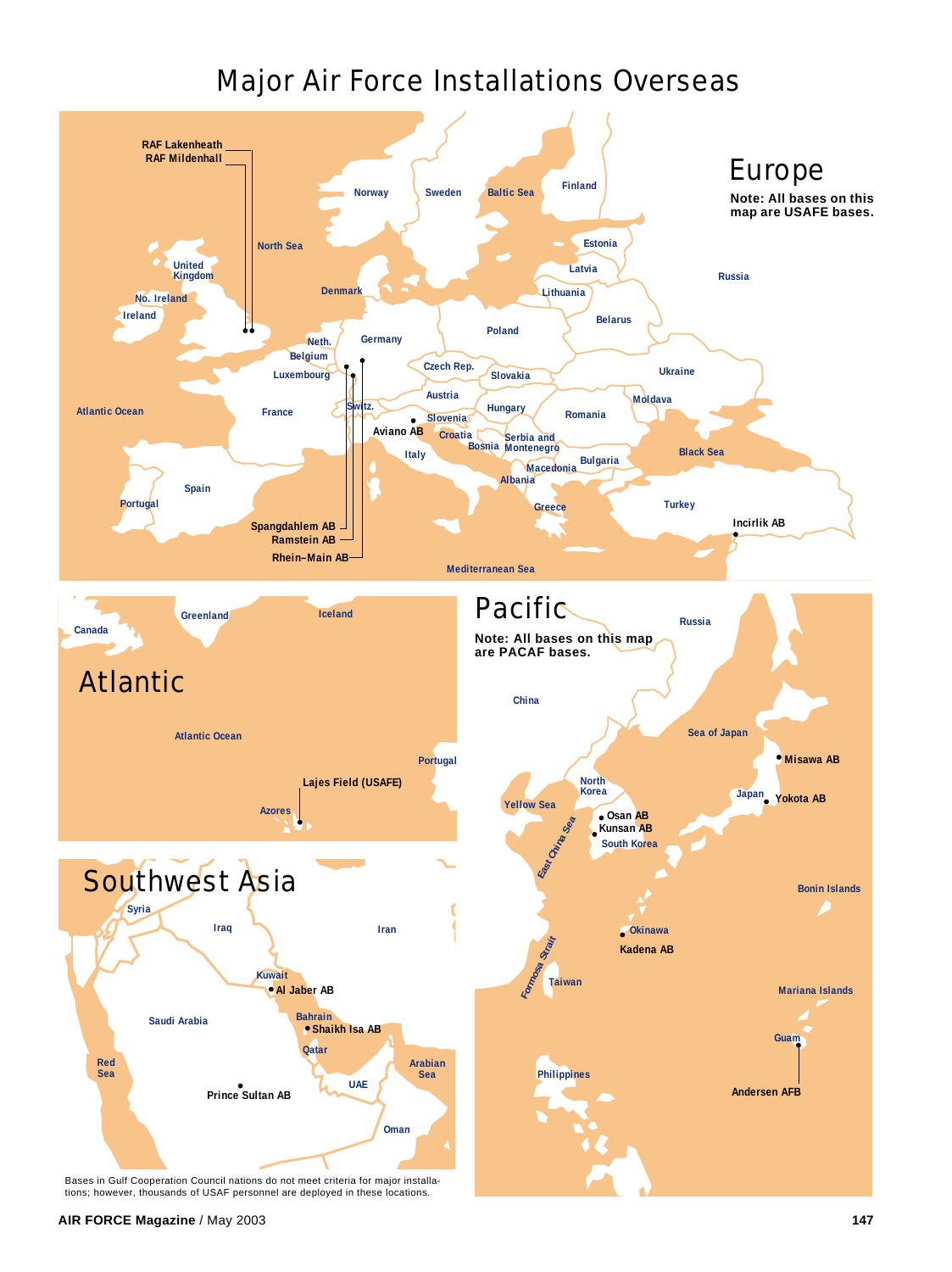# Major Air Force Installations Overseas

## Europe

Note: All bases on this map are USAFE bases.

RAF Lakenheath
RAF Mildenhall
Spangdahlem AB
Ramstein AB
Rhein–Main AB
Aviano AB
Incirlik AB

North Sea, Norway, Sweden, Baltic Sea, Finland, Estonia, Latvia, Lithuania, Russia, United Kingdom, No. Ireland, Ireland, Denmark, Belarus, Poland, Germany, Neth., Belgium, Luxembourg, Czech Rep., Slovakia, Ukraine, Austria, Moldava, Hungary, Romania, Switz., France, Slovenia, Croatia, Bosnia, Serbia and Montenegro, Atlantic Ocean, Italy, Macedonia, Bulgaria, Albania, Black Sea, Spain, Portugal, Greece, Turkey, Mediterranean Sea

## Atlantic

Lajes Field (USAFE)

Canada, Greenland, Iceland, Atlantic Ocean, Portugal, Azores

## Pacific

Note: All bases on this map are PACAF bases.

Misawa AB
Yokota AB
Osan AB
Kunsan AB
Kadena AB
Andersen AFB

Russia, China, Sea of Japan, North Korea, Japan, Yellow Sea, South Korea, East China Sea, Bonin Islands, Okinawa, Formosa Strait, Taiwan, Mariana Islands, Guam, Philippines

## Southwest Asia

Al Jaber AB
Shaikh Isa AB
Prince Sultan AB

Syria, Iraq, Iran, Kuwait, Saudi Arabia, Bahrain, Qatar, Red Sea, Arabian Sea, UAE, Oman

Bases in Gulf Cooperation Council nations do not meet criteria for major installations; however, thousands of USAF personnel are deployed in these locations.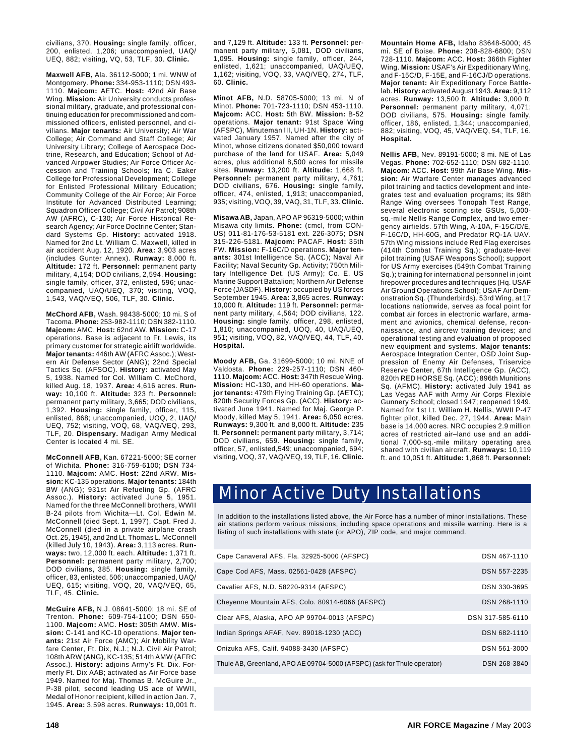civilians, 370. **Housing:** single family, officer, 200, enlisted, 1,206; unaccompanied, UAQ/UEQ, 882; visiting, VQ, 53, TLF, 30. **Clinic.**

**Maxwell AFB,** Ala. 36112-5000; 1 mi. WNW of Montgomery. **Phone:** 334-953-1110; DSN 493-1110. **Majcom:** AETC. **Host:** 42nd Air Base Wing. **Mission:** Air University conducts professional military, graduate, and professional continuing education for precommissioned and commissioned officers, enlisted personnel, and civilians. **Major tenants:** Air University; Air War College; Air Command and Staff College; Air University Library; College of Aerospace Doctrine, Research, and Education; School of Advanced Airpower Studies; Air Force Officer Accession and Training Schools; Ira C. Eaker College for Professional Development; College for Enlisted Professional Military Education; Community College of the Air Force; Air Force Institute for Advanced Distributed Learning; Squadron Officer College; Civil Air Patrol; 908th AW (AFRC), C-130; Air Force Historical Research Agency; Air Force Doctrine Center; Standard Systems Gp. **History:** activated 1918. Named for 2nd Lt. William C. Maxwell, killed in air accident Aug. 12, 1920. **Area:** 3,903 acres (includes Gunter Annex). **Runway:** 8,000 ft. **Altitude:** 172 ft. **Personnel:** permanent party military, 4,154; DOD civilians, 2,594. **Housing:** single family, officer, 372, enlisted, 596; unaccompanied, UAQ/UEQ, 370; visiting, VOQ, 1,543, VAQ/VEQ, 506, TLF, 30. **Clinic.**

**McChord AFB,** Wash. 98438-5000; 10 mi. S of Tacoma. **Phone:** 253-982-1110; DSN 382-1110. **Majcom:** AMC. **Host:** 62nd AW. **Mission:** C-17 operations. Base is adjacent to Ft. Lewis, its primary customer for strategic airlift worldwide. **Major tenants:** 446th AW (AFRC Assoc.); Western Air Defense Sector (ANG); 22nd Special Tactics Sq. (AFSOC). **History:** activated May 5, 1938. Named for Col. William C. McChord, killed Aug. 18, 1937. **Area:** 4,616 acres. **Runway:** 10,100 ft. **Altitude:** 323 ft. **Personnel:** permanent party military, 3,665; DOD civilians, 1,392. **Housing:** single family, officer, 115, enlisted, 868; unaccompanied, UOQ, 2, UAQ/UEQ, 752; visiting, VOQ, 68, VAQ/VEQ, 293, TLF, 20. **Dispensary.** Madigan Army Medical Center is located 4 mi. SE.

**McConnell AFB,** Kan. 67221-5000; SE corner of Wichita. **Phone:** 316-759-6100; DSN 734-1110. **Majcom:** AMC. **Host:** 22nd ARW. **Mission:** KC-135 operations. **Major tenants:** 184th BW (ANG); 931st Air Refueling Gp. (AFRC Assoc.). **History:** activated June 5, 1951. Named for the three McConnell brothers, WWII B-24 pilots from Wichita—Lt. Col. Edwin M. McConnell (died Sept. 1, 1997), Capt. Fred J. McConnell (died in a private airplane crash Oct. 25, 1945), and 2nd Lt. Thomas L. McConnell (killed July 10, 1943). **Area:** 3,113 acres. **Runways:** two, 12,000 ft. each. **Altitude:** 1,371 ft. **Personnel:** permanent party military, 2,700; DOD civilians, 385. **Housing:** single family, officer, 83, enlisted, 506; unaccompanied, UAQ/UEQ, 615; visiting, VOQ, 20, VAQ/VEQ, 65, TLF, 45. **Clinic.**

**McGuire AFB,** N.J. 08641-5000; 18 mi. SE of Trenton. **Phone:** 609-754-1100; DSN 650-1100. **Majcom:** AMC. **Host:** 305th AMW. **Mission:** C-141 and KC-10 operations. **Major tenants:** 21st Air Force (AMC); Air Mobility Warfare Center, Ft. Dix, N.J.; N.J. Civil Air Patrol; 108th ARW (ANG), KC-135; 514th AMW (AFRC Assoc.). **History:** adjoins Army's Ft. Dix. Formerly Ft. Dix AAB; activated as Air Force base 1949. Named for Maj. Thomas B. McGuire Jr., P-38 pilot, second leading US ace of WWII, Medal of Honor recipient, killed in action Jan. 7, 1945. **Area:** 3,598 acres. **Runways:** 10,001 ft. and 7,129 ft. **Altitude:** 133 ft. **Personnel:** permanent party military, 5,081, DOD civilians, 1,095. **Housing:** single family, officer, 244, enlisted, 1,621; unaccompanied, UAQ/UEQ, 1,162; visiting, VOQ, 33, VAQ/VEQ, 274, TLF, 60. **Clinic.**

**Minot AFB,** N.D. 58705-5000; 13 mi. N of Minot. **Phone:** 701-723-1110; DSN 453-1110. **Majcom:** ACC. **Host:** 5th BW. **Mission:** B-52 operations. **Major tenant:** 91st Space Wing (AFSPC), Minuteman III, UH-1N. **History:** activated January 1957. Named after the city of Minot, whose citizens donated $50,000 toward purchase of the land for USAF. **Area:** 5,049 acres, plus additional 8,500 acres for missile sites. **Runway:** 13,200 ft. **Altitude:** 1,668 ft. **Personnel:** permanent party military, 4,761; DOD civilians, 676. **Housing:** single family, officer, 474, enlisted, 1,913; unaccompanied, 935; visiting, VOQ, 39, VAQ, 31, TLF, 33. **Clinic.**

**Misawa AB,** Japan, APO AP 96319-5000; within Misawa city limits. **Phone:** (cmcl, from CONUS) 011-81-176-53-5181 ext. 226-3075; DSN 315-226-5181. **Majcom:** PACAF. **Host:** 35th FW. **Mission:** F-16C/D operations. **Major tenants:** 301st Intelligence Sq. (ACC); Naval Air Facility; Naval Security Gp. Activity; 750th Military Intelligence Det. (US Army); Co. E, US Marine Support Battalion; Northern Air Defense Force (JASDF). **History:** occupied by US forces September 1945. **Area:** 3,865 acres. **Runway:** 10,000 ft. **Altitude:** 119 ft. **Personnel:** permanent party military, 4,564; DOD civilians, 122. **Housing:** single family, officer, 298, enlisted, 1,810; unaccompanied, UOQ, 40, UAQ/UEQ, 951; visiting, VOQ, 82, VAQ/VEQ, 44, TLF, 40. **Hospital.**

**Moody AFB,** Ga. 31699-5000; 10 mi. NNE of Valdosta. **Phone:** 229-257-1110; DSN 460-1110. **Majcom:** ACC. **Host:** 347th Rescue Wing. **Mission:** HC-130, and HH-60 operations. **Major tenants:** 479th Flying Training Gp. (AETC); 820th Security Forces Gp. (ACC). **History:** activated June 1941. Named for Maj. George P. Moody, killed May 5, 1941. **Area:** 6,050 acres. **Runways:** 9,300 ft. and 8,000 ft. **Altitude:** 235 ft. **Personnel:** permanent party military, 3,714; DOD civilians, 659. **Housing:** single family, officer, 57, enlisted,549; unaccompanied, 694; visiting, VOQ, 37, VAQ/VEQ, 19, TLF, 16. **Clinic.**

**Mountain Home AFB,** Idaho 83648-5000; 45 mi. SE of Boise. **Phone:** 208-828-6800; DSN 728-1110. **Majcom:** ACC. **Host:** 366th Fighter Wing. **Mission:** USAF's Air Expeditionary Wing, and F-15C/D, F-15E, and F-16CJ/D operations. **Major tenant:** Air Expeditionary Force Battlelab. **History:** activated August 1943. **Area:** 9,112 acres. **Runway:** 13,500 ft. **Altitude:** 3,000 ft. **Personnel:** permanent party military, 4,071; DOD civilians, 575. **Housing:** single family, officer, 186, enlisted, 1,344; unaccompanied, 882; visiting, VOQ, 45, VAQ/VEQ, 54, TLF, 16. **Hospital.**

**Nellis AFB,** Nev. 89191-5000; 8 mi. NE of Las Vegas. **Phone:** 702-652-1110; DSN 682-1110. **Majcom:** ACC. **Host:** 99th Air Base Wing. **Mission:** Air Warfare Center manages advanced pilot training and tactics development and integrates test and evaluation programs; its 98th Range Wing oversees Tonopah Test Range, several electronic scoring site GSUs, 5,000-sq.-mile Nellis Range Complex, and two emergency airfields. 57th Wing, A-10A, F-15C/D/E, F-16C/D, HH-60G, and Predator RQ-1A UAV. 57th Wing missions include Red Flag exercises (414th Combat Training Sq.); graduate-level pilot training (USAF Weapons School); support for US Army exercises (549th Combat Training Sq.); training for international personnel in joint firepower procedures and techniques (Hq. USAF Air Ground Operations School); USAF Air Demonstration Sq. (Thunderbirds). 53rd Wing, at 17 locations nationwide, serves as focal point for combat air forces in electronic warfare, armament and avionics, chemical defense, reconnaissance, and aircrew training devices; and operational testing and evaluation of proposed new equipment and systems. **Major tenants:** Aerospace Integration Center, OSD Joint Suppression of Enemy Air Defenses, Triservice Reserve Center, 67th Intelligence Gp. (ACC), 820th RED HORSE Sq. (ACC); 896th Munitions Sq. (AFMC). **History:** activated July 1941 as Las Vegas AAF with Army Air Corps Flexible Gunnery School; closed 1947; reopened 1949. Named for 1st Lt. William H. Nellis, WWII P-47 fighter pilot, killed Dec. 27, 1944. **Area:** Main base is 14,000 acres. NRC occupies 2.9 million acres of restricted air–land use and an additional 7,000-sq.-mile military operating area shared with civilian aircraft. **Runways:** 10,119 ft. and 10,051 ft. **Altitude:** 1,868 ft. **Personnel:**

## Minor Active Duty Installations

In addition to the installations listed above, the Air Force has a number of minor installations. These air stations perform various missions, including space operations and missile warning. Here is a listing of such installations with state (or APO), ZIP code, and major command.

| Installation | DSN |
|---|---|
| Cape Canaveral AFS, Fla. 32925-5000 (AFSPC) | DSN 467-1110 |
| Cape Cod AFS, Mass. 02561-0428 (AFSPC) | DSN 557-2235 |
| Cavalier AFS, N.D. 58220-9314 (AFSPC) | DSN 330-3695 |
| Cheyenne Mountain AFS, Colo. 80914-6066 (AFSPC) | DSN 268-1110 |
| Clear AFS, Alaska, APO AP 99704-0013 (AFSPC) | DSN 317-585-6110 |
| Indian Springs AFAF, Nev. 89018-1230 (ACC) | DSN 682-1110 |
| Onizuka AFS, Calif. 94088-3430 (AFSPC) | DSN 561-3000 |
| Thule AB, Greenland, APO AE 09704-5000 (AFSPC) (ask for Thule operator) | DSN 268-3840 |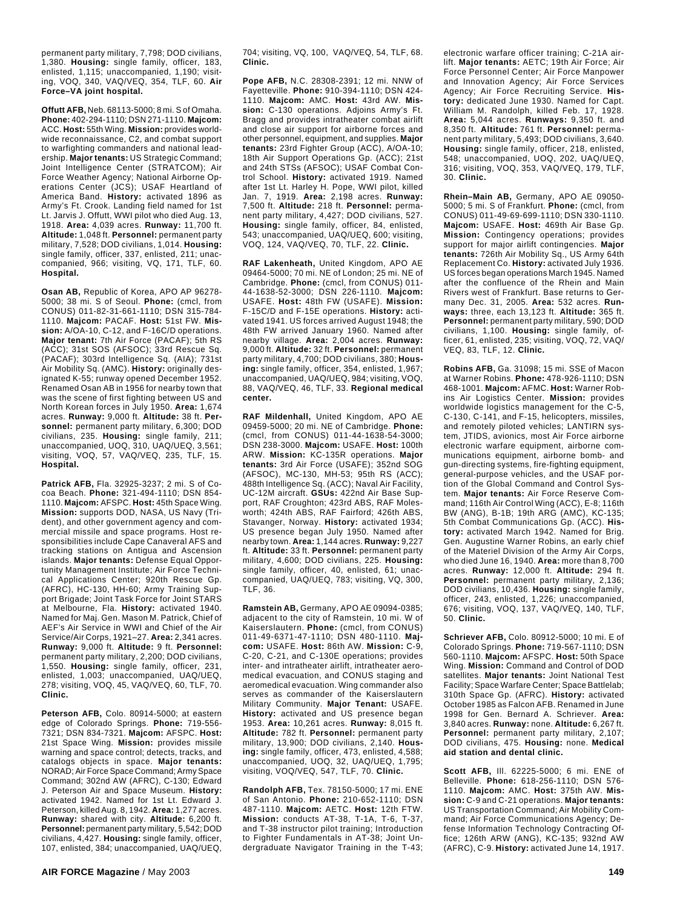permanent party military, 7,798; DOD civilians, 1,380. **Housing:** single family, officer, 183, enlisted, 1,115; unaccompanied, 1,190; visiting, VOQ, 340, VAQ/VEQ, 354, TLF, 60. **Air Force–VA joint hospital.**

**Offutt AFB,** Neb. 68113-5000; 8 mi. S of Omaha. **Phone:** 402-294-1110; DSN 271-1110. **Majcom:** ACC. **Host:** 55th Wing. **Mission:** provides worldwide reconnaissance, C2, and combat support to warfighting commanders and national leadership. **Major tenants:** US Strategic Command; Joint Intelligence Center (STRATCOM); Air Force Weather Agency; National Airborne Operations Center (JCS); USAF Heartland of America Band. **History:** activated 1896 as Army's Ft. Crook. Landing field named for 1st Lt. Jarvis J. Offutt, WWI pilot who died Aug. 13, 1918. **Area:** 4,039 acres. **Runway:** 11,700 ft. **Altitude:** 1,048 ft. **Personnel:** permanent party military, 7,528; DOD civilians, 1,014. **Housing:** single family, officer, 337, enlisted, 211; unaccompanied, 966; visiting, VQ, 171, TLF, 60. **Hospital.**

**Osan AB,** Republic of Korea, APO AP 96278-5000; 38 mi. S of Seoul. **Phone:** (cmcl, from CONUS) 011-82-31-661-1110; DSN 315-784-1110. **Majcom:** PACAF. **Host:** 51st FW. **Mission:** A/OA-10, C-12, and F-16C/D operations. **Major tenant:** 7th Air Force (PACAF); 5th RS (ACC); 31st SOS (AFSOC); 33rd Rescue Sq. (PACAF); 303rd Intelligence Sq. (AIA); 731st Air Mobility Sq. (AMC). **History:** originally designated K-55; runway opened December 1952. Renamed Osan AB in 1956 for nearby town that was the scene of first fighting between US and North Korean forces in July 1950. **Area:** 1,674 acres. **Runway:** 9,000 ft. **Altitude:** 38 ft. **Personnel:** permanent party military, 6,300; DOD civilians, 235. **Housing:** single family, 211; unaccompanied, UOQ, 310, UAQ/UEQ, 3,561; visiting, VOQ, 57, VAQ/VEQ, 235, TLF, 15. **Hospital.**

**Patrick AFB,** Fla. 32925-3237; 2 mi. S of Cocoa Beach. **Phone:** 321-494-1110; DSN 854-1110. **Majcom:** AFSPC. **Host:** 45th Space Wing. **Mission:** supports DOD, NASA, US Navy (Trident), and other government agency and commercial missile and space programs. Host responsibilities include Cape Canaveral AFS and tracking stations on Antigua and Ascension islands. **Major tenants:** Defense Equal Opportunity Management Institute; Air Force Technical Applications Center; 920th Rescue Gp. (AFRC), HC-130, HH-60; Army Training Support Brigade; Joint Task Force for Joint STARS at Melbourne, Fla. **History:** activated 1940. Named for Maj. Gen. Mason M. Patrick, Chief of AEF's Air Service in WWI and Chief of the Air Service/Air Corps, 1921–27. **Area:** 2,341 acres. **Runway:** 9,000 ft. **Altitude:** 9 ft. **Personnel:** permanent party military, 2,200; DOD civilians, 1,550. **Housing:** single family, officer, 231, enlisted, 1,003; unaccompanied, UAQ/UEQ, 278; visiting, VOQ, 45, VAQ/VEQ, 60, TLF, 70. **Clinic.**

**Peterson AFB,** Colo. 80914-5000; at eastern edge of Colorado Springs. **Phone:** 719-556-7321; DSN 834-7321. **Majcom:** AFSPC. **Host:** 21st Space Wing. **Mission:** provides missile warning and space control; detects, tracks, and catalogs objects in space. **Major tenants:** NORAD; Air Force Space Command; Army Space Command; 302nd AW (AFRC), C-130; Edward J. Peterson Air and Space Museum. **History:** activated 1942. Named for 1st Lt. Edward J. Peterson, killed Aug. 8, 1942. **Area:** 1,277 acres. **Runway:** shared with city. **Altitude:** 6,200 ft. **Personnel:** permanent party military, 5,542; DOD civilians, 4,427. **Housing:** single family, officer, 107, enlisted, 384; unaccompanied, UAQ/UEQ, 704; visiting, VQ, 100, VAQ/VEQ, 54, TLF, 68. **Clinic.**

**Pope AFB,** N.C. 28308-2391; 12 mi. NNW of Fayetteville. **Phone:** 910-394-1110; DSN 424-1110. **Majcom:** AMC. **Host:** 43rd AW. **Mission:** C-130 operations. Adjoins Army's Ft. Bragg and provides intratheater combat airlift and close air support for airborne forces and other personnel, equipment, and supplies. **Major tenants:** 23rd Fighter Group (ACC), A/OA-10; 18th Air Support Operations Gp. (ACC); 21st and 24th STSs (AFSOC); USAF Combat Control School. **History:** activated 1919. Named after 1st Lt. Harley H. Pope, WWI pilot, killed Jan. 7, 1919. **Area:** 2,198 acres. **Runway:** 7,500 ft. **Altitude:** 218 ft. **Personnel:** permanent party military, 4,427; DOD civilians, 527. **Housing:** single family, officer, 84, enlisted, 543; unaccompanied, UAQ/UEQ, 600; visiting, VOQ, 124, VAQ/VEQ, 70, TLF, 22. **Clinic.**

**RAF Lakenheath,** United Kingdom, APO AE 09464-5000; 70 mi. NE of London; 25 mi. NE of Cambridge. **Phone:** (cmcl, from CONUS) 011-44-1638-52-3000; DSN 226-1110. **Majcom:** USAFE. **Host:** 48th FW (USAFE). **Mission:** F-15C/D and F-15E operations. **History:** activated 1941. US forces arrived August 1948; the 48th FW arrived January 1960. Named after nearby village. **Area:** 2,004 acres. **Runway:** 9,000 ft. **Altitude:** 32 ft. **Personnel:** permanent party military, 4,700; DOD civilians, 380; **Housing:** single family, officer, 354, enlisted, 1,967; unaccompanied, UAQ/UEQ, 984; visiting, VOQ, 88, VAQ/VEQ, 46, TLF, 33. **Regional medical center.**

**RAF Mildenhall,** United Kingdom, APO AE 09459-5000; 20 mi. NE of Cambridge. **Phone:** (cmcl, from CONUS) 011-44-1638-54-3000; DSN 238-3000. **Majcom:** USAFE. **Host:** 100th ARW. **Mission:** KC-135R operations. **Major tenants:** 3rd Air Force (USAFE); 352nd SOG (AFSOC), MC-130, MH-53; 95th RS (ACC); 488th Intelligence Sq. (ACC); Naval Air Facility, UC-12M aircraft. **GSUs:** 422nd Air Base Support, RAF Croughton; 423rd ABS, RAF Molesworth; 424th ABS, RAF Fairford; 426th ABS, Stavanger, Norway. **History:** activated 1934; US presence began July 1950. Named after nearby town. **Area:** 1,144 acres. **Runway:** 9,227 ft. **Altitude:** 33 ft. **Personnel:** permanent party military, 4,600; DOD civilians, 225. **Housing:** single family, officer, 40, enlisted, 61; unaccompanied, UAQ/UEQ, 783; visiting, VQ, 300, TLF, 36.

**Ramstein AB,** Germany, APO AE 09094-0385; adjacent to the city of Ramstein, 10 mi. W of Kaiserslautern. **Phone:** (cmcl, from CONUS) 011-49-6371-47-1110; DSN 480-1110. **Majcom:** USAFE. **Host:** 86th AW. **Mission:** C-9, C-20, C-21, and C-130E operations; provides inter- and intratheater airlift, intratheater aeromedical evacuation, and CONUS staging and aeromedical evacuation. Wing commander also serves as commander of the Kaiserslautern Military Community. **Major Tenant:** USAFE. **History:** activated and US presence began 1953. **Area:** 10,261 acres. **Runway:** 8,015 ft. **Altitude:** 782 ft. **Personnel:** permanent party military, 13,900; DOD civilians, 2,140. **Housing:** single family, officer, 473, enlisted, 4,588; unaccompanied, UOQ, 32, UAQ/UEQ, 1,795; visiting, VOQ/VEQ, 547, TLF, 70. **Clinic.**

**Randolph AFB,** Tex. 78150-5000; 17 mi. ENE of San Antonio. **Phone:** 210-652-1110; DSN 487-1110. **Majcom:** AETC. **Host:** 12th FTW. **Mission:** conducts AT-38, T-1A, T-6, T-37, and T-38 instructor pilot training; Introduction to Fighter Fundamentals in AT-38; Joint Undergraduate Navigator Training in the T-43; electronic warfare officer training; C-21A airlift. **Major tenants:** AETC; 19th Air Force; Air Force Personnel Center; Air Force Manpower and Innovation Agency; Air Force Services Agency; Air Force Recruiting Service. **History:** dedicated June 1930. Named for Capt. William M. Randolph, killed Feb. 17, 1928. **Area:** 5,044 acres. **Runways:** 9,350 ft. and 8,350 ft. **Altitude:** 761 ft. **Personnel:** permanent party military, 5,493; DOD civilians, 3,640. **Housing:** single family, officer, 218, enlisted, 548; unaccompanied, UOQ, 202, UAQ/UEQ, 316; visiting, VOQ, 353, VAQ/VEQ, 179, TLF, 30. **Clinic.**

**Rhein–Main AB,** Germany, APO AE 09050-5000; 5 mi. S of Frankfurt. **Phone:** (cmcl, from CONUS) 011-49-69-699-1110; DSN 330-1110. **Majcom:** USAFE. **Host:** 469th Air Base Gp. **Mission:** Contingency operations; provides support for major airlift contingencies. **Major tenants:** 726th Air Mobility Sq., US Army 64th Replacement Co. **History:** activated July 1936. US forces began operations March 1945. Named after the confluence of the Rhein and Main Rivers west of Frankfurt. Base returns to Germany Dec. 31, 2005. **Area:** 532 acres. **Runways:** three, each 13,123 ft. **Altitude:** 365 ft. **Personnel:** permanent party military, 590; DOD civilians, 1,100. **Housing:** single family, officer, 61, enlisted, 235; visiting, VOQ, 72, VAQ/VEQ, 83, TLF, 12. **Clinic.**

**Robins AFB,** Ga. 31098; 15 mi. SSE of Macon at Warner Robins. **Phone:** 478-926-1110; DSN 468-1001. **Majcom:** AFMC. **Host:** Warner Robins Air Logistics Center. **Mission:** provides worldwide logistics management for the C-5, C-130, C-141, and F-15, helicopters, missiles, and remotely piloted vehicles; LANTIRN system, JTIDS, avionics, most Air Force airborne electronic warfare equipment, airborne communications equipment, airborne bomb- and gun-directing systems, fire-fighting equipment, general-purpose vehicles, and the USAF portion of the Global Command and Control System. **Major tenants:** Air Force Reserve Command; 116th Air Control Wing (ACC), E-8; 116th BW (ANG), B-1B; 19th ARG (AMC), KC-135; 5th Combat Communications Gp. (ACC). **History:** activated March 1942. Named for Brig. Gen. Augustine Warner Robins, an early chief of the Materiel Division of the Army Air Corps, who died June 16, 1940. **Area:** more than 8,700 acres. **Runway:** 12,000 ft. **Altitude:** 294 ft. **Personnel:** permanent party military, 2,136; DOD civilians, 10,436. **Housing:** single family, officer, 243, enlisted, 1,226; unaccompanied, 676; visiting, VOQ, 137, VAQ/VEQ, 140, TLF, 50. **Clinic.**

**Schriever AFB,** Colo. 80912-5000; 10 mi. E of Colorado Springs. **Phone:** 719-567-1110; DSN 560-1110. **Majcom:** AFSPC. **Host:** 50th Space Wing. **Mission:** Command and Control of DOD satellites. **Major tenants:** Joint National Test Facility; Space Warfare Center; Space Battlelab; 310th Space Gp. (AFRC). **History:** activated October 1985 as Falcon AFB. Renamed in June 1998 for Gen. Bernard A. Schriever. **Area:** 3,840 acres. **Runway:** none. **Altitude:** 6,267 ft. **Personnel:** permanent party military, 2,107; DOD civilians, 475. **Housing:** none. **Medical aid station and dental clinic.**

**Scott AFB,** Ill. 62225-5000; 6 mi. ENE of Belleville. **Phone:** 618-256-1110; DSN 576-1110. **Majcom:** AMC. **Host:** 375th AW. **Mission:** C-9 and C-21 operations. **Major tenants:** US Transportation Command; Air Mobility Command; Air Force Communications Agency; Defense Information Technology Contracting Office; 126th ARW (ANG), KC-135; 932nd AW (AFRC), C-9. **History:** activated June 14, 1917.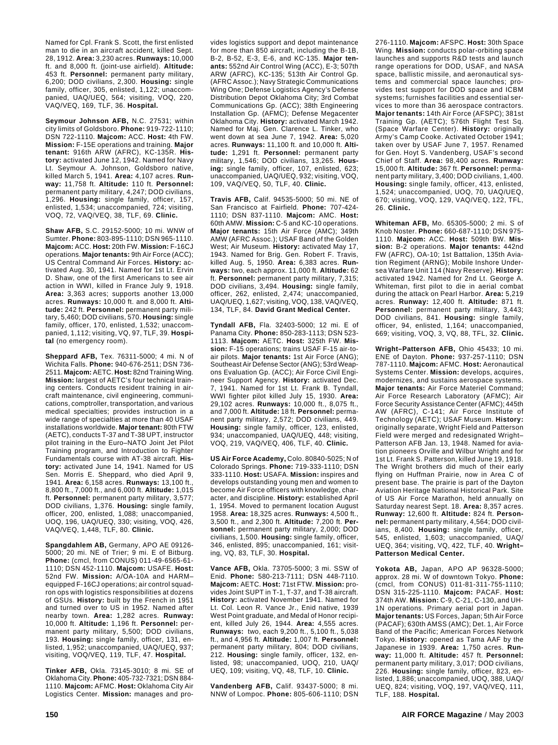Named for Cpl. Frank S. Scott, the first enlisted man to die in an aircraft accident, killed Sept. 28, 1912. **Area:** 3,230 acres. **Runways:** 10,000 ft. and 8,000 ft. (joint-use airfield). **Altitude:** 453 ft. **Personnel:** permanent party military, 6,200; DOD civilians, 2,300. **Housing:** single family, officer, 305, enlisted, 1,122; unaccompanied, UAQ/UEQ, 564; visiting, VOQ, 220, VAQ/VEQ, 169, TLF, 36. **Hospital.**

**Seymour Johnson AFB,** N.C. 27531; within city limits of Goldsboro. **Phone:** 919-722-1110; DSN 722-1110. **Majcom:** ACC. **Host:** 4th FW. **Mission:** F-15E operations and training. **Major tenant:** 916th ARW (AFRC), KC-135R. **History:** activated June 12, 1942. Named for Navy Lt. Seymour A. Johnson, Goldsboro native, killed March 5, 1941. **Area:** 4,107 acres. **Runway:** 11,758 ft. **Altitude:** 110 ft. **Personnel:** permanent party military, 4,247; DOD civilians, 1,296. **Housing:** single family, officer, 157, enlisted, 1,534; unaccompanied, 724; visiting, VOQ, 72, VAQ/VEQ, 38, TLF, 69. **Clinic.**

**Shaw AFB,** S.C. 29152-5000; 10 mi. WNW of Sumter. **Phone:** 803-895-1110; DSN 965-1110. **Majcom:** ACC. **Host:** 20th FW. **Mission:** F-16CJ operations. **Major tenants:** 9th Air Force (ACC); US Central Command Air Forces. **History:** activated Aug. 30, 1941. Named for 1st Lt. Ervin D. Shaw, one of the first Americans to see air action in WWI, killed in France July 9, 1918. **Area:** 3,363 acres; supports another 13,000 acres. **Runways:** 10,000 ft. and 8,000 ft. **Altitude:** 242 ft. **Personnel:** permanent party military, 5,460; DOD civilians, 570. **Housing:** single family, officer, 170, enlisted, 1,532; unaccompanied, 1,112; visiting, VQ, 97, TLF, 39. **Hospital** (no emergency room).

**Sheppard AFB,** Tex. 76311-5000; 4 mi. N of Wichita Falls. **Phone:** 940-676-2511; DSN 736-2511. **Majcom:** AETC. **Host:** 82nd Training Wing. **Mission:** largest of AETC's four technical training centers. Conducts resident training in aircraft maintenance, civil engineering, communications, comptroller, transportation, and various medical specialties; provides instruction in a wide range of specialties at more than 40 USAF installations worldwide. **Major tenant:** 80th FTW (AETC), conducts T-37 and T-38 UPT, instructor pilot training in the Euro–NATO Joint Jet Pilot Training program, and Introduction to Fighter Fundamentals course with AT-38 aircraft. **History:** activated June 14, 1941. Named for US Sen. Morris E. Sheppard, who died April 9, 1941. **Area:** 6,158 acres. **Runways:** 13,100 ft., 8,800 ft., 7,000 ft., and 6,000 ft. **Altitude:** 1,015 ft. **Personnel:** permanent party military, 3,577; DOD civilians, 1,376. **Housing:** single family, officer, 200, enlisted, 1,088; unaccompanied, UOQ, 196, UAQ/UEQ, 330; visiting, VOQ, 426, VAQ/VEQ, 1,448, TLF, 80. **Clinic.**

**Spangdahlem AB,** Germany, APO AE 09126-5000; 20 mi. NE of Trier; 9 mi. E of Bitburg. **Phone:** (cmcl, from CONUS) 011-49-6565-61-1110; DSN 452-1110. **Majcom:** USAFE. **Host:** 52nd FW. **Mission:** A/OA-10A and HARM–equipped F-16CJ operations; air control squadron ops with logistics responsibilities at dozens of GSUs. **History:** built by the French in 1951 and turned over to US in 1952. Named after nearby town. **Area:** 1,282 acres. **Runway:** 10,000 ft. **Altitude:** 1,196 ft. **Personnel:** permanent party military, 5,500; DOD civilians, 193. **Housing:** single family, officer, 131, enlisted, 1,952; unaccompanied, UAQ/UEQ, 937; visiting, VOQ/VEQ, 119, TLF, 47. **Hospital.**

**Tinker AFB,** Okla. 73145-3010; 8 mi. SE of Oklahoma City. **Phone:** 405-732-7321; DSN 884-1110. **Majcom:** AFMC. **Host:** Oklahoma City Air Logistics Center. **Mission:** manages and provides logistics support and depot maintenance for more than 850 aircraft, including the B-1B, B-2, B-52, E-3, E-6, and KC-135. **Major tenants:** 552nd Air Control Wing (ACC), E-3; 507th ARW (AFRC), KC-135; 513th Air Control Gp. (AFRC Assoc.); Navy Strategic Communications Wing One; Defense Logistics Agency's Defense Distribution Depot Oklahoma City; 3rd Combat Communications Gp. (ACC); 38th Engineering Installation Gp. (AFMC); Defense Megacenter Oklahoma City. **History:** activated March 1942. Named for Maj. Gen. Clarence L. Tinker, who went down at sea June 7, 1942. **Area:** 5,020 acres. **Runways:** 11,100 ft. and 10,000 ft. **Altitude:** 1,291 ft. **Personnel:** permanent party military, 1,546; DOD civilians, 13,265. **Housing:** single family, officer, 107, enlisted, 623; unaccompanied, UAQ/UEQ, 932; visiting, VOQ, 109, VAQ/VEQ, 50, TLF, 40. **Clinic.**

**Travis AFB,** Calif. 94535-5000; 50 mi. NE of San Francisco at Fairfield. **Phone:** 707-424-1110; DSN 837-1110. **Majcom:** AMC. **Host:** 60th AMW. **Mission:** C-5 and KC-10 operations. **Major tenants:** 15th Air Force (AMC); 349th AMW (AFRC Assoc.); USAF Band of the Golden West; Air Museum. **History:** activated May 17, 1943. Named for Brig. Gen. Robert F. Travis, killed Aug. 5, 1950. **Area:** 6,383 acres. **Runways:** two, each approx. 11,000 ft. **Altitude:** 62 ft. **Personnel:** permanent party military, 7,315; DOD civilians, 3,494. **Housing:** single family, officer, 262, enlisted, 2,474; unaccompanied, UAQ/UEQ, 1,627; visiting, VOQ, 138, VAQ/VEQ, 134, TLF, 84. **David Grant Medical Center.**

**Tyndall AFB,** Fla. 32403-5000; 12 mi. E of Panama City. **Phone:** 850-283-1113; DSN 523-1113. **Majcom:** AETC. **Host:** 325th FW. **Mission:** F-15 operations; trains USAF F-15 air-to-air pilots. **Major tenants:** 1st Air Force (ANG); Southeast Air Defense Sector (ANG); 53rd Weapons Evaluation Gp. (ACC); Air Force Civil Engineer Support Agency. **History:** activated Dec. 7, 1941. Named for 1st Lt. Frank B. Tyndall, WWI fighter pilot killed July 15, 1930. **Area:** 29,102 acres. **Runways:** 10,000 ft., 8,075 ft., and 7,000 ft. **Altitude:** 18 ft. **Personnel:** permanent party military, 2,572; DOD civilians, 449. **Housing:** single family, officer, 123, enlisted, 934; unaccompanied, UAQ/UEQ, 448; visiting, VOQ, 219, VAQ/VEQ, 406, TLF, 40. **Clinic.**

**US Air Force Academy,** Colo. 80840-5025; N of Colorado Springs. **Phone:** 719-333-1110; DSN 333-1110. **Host:** USAFA. **Mission:** inspires and develops outstanding young men and women to become Air Force officers with knowledge, character, and discipline. **History:** established April 1, 1954. Moved to permanent location August 1958. **Area:** 18,325 acres. **Runways:** 4,500 ft., 3,500 ft., and 2,300 ft. **Altitude:** 7,200 ft. **Personnel:** permanent party military, 2,000; DOD civilians, 1,500. **Housing:** single family, officer, 346, enlisted, 895; unaccompanied, 161; visiting, VQ, 83, TLF, 30. **Hospital.**

**Vance AFB,** Okla. 73705-5000; 3 mi. SSW of Enid. **Phone:** 580-213-7111; DSN 448-7110. **Majcom:** AETC. **Host:** 71st FTW. **Mission:** provides Joint SUPT in T-1, T-37, and T-38 aircraft. **History:** activated November 1941. Named for Lt. Col. Leon R. Vance Jr., Enid native, 1939 West Point graduate, and Medal of Honor recipient, killed July 26, 1944. **Area:** 4,555 acres. **Runways:** two, each 9,200 ft., 5,100 ft., 5,038 ft., and 4,956 ft. **Altitude:** 1,007 ft. **Personnel:** permanent party military, 804; DOD civilians, 212. **Housing:** single family, officer, 132, enlisted, 98; unaccompanied, UOQ, 210, UAQ/UEQ, 109; visiting, VQ, 48, TLF, 10. **Clinic.**

**Vandenberg AFB,** Calif. 93437-5000; 8 mi. NNW of Lompoc. **Phone:** 805-606-1110; DSN 276-1110. **Majcom:** AFSPC. **Host:** 30th Space Wing. **Mission:** conducts polar-orbiting space launches and supports R&D tests and launch range operations for DOD, USAF, and NASA space, ballistic missile, and aeronautical systems and commercial space launches; provides test support for DOD space and ICBM systems; furnishes facilities and essential services to more than 36 aerospace contractors. **Major tenants:** 14th Air Force (AFSPC); 381st Training Gp. (AETC); 576th Flight Test Sq. (Space Warfare Center). **History:** originally Army's Camp Cooke. Activated October 1941; taken over by USAF June 7, 1957. Renamed for Gen. Hoyt S. Vandenberg, USAF's second Chief of Staff. **Area:** 98,400 acres. **Runway:** 15,000 ft. **Altitude:** 367 ft. **Personnel:** permanent party military, 3,400; DOD civilians, 1,400. **Housing:** single family, officer, 413, enlisted, 1,524; unaccompanied, UOQ, 70, UAQ/UEQ, 670; visiting, VOQ, 129, VAQ/VEQ, 122, TFL, 26. **Clinic.**

**Whiteman AFB,** Mo. 65305-5000; 2 mi. S of Knob Noster. **Phone:** 660-687-1110; DSN 975-1110. **Majcom:** ACC. **Host:** 509th BW. **Mission:** B-2 operations. **Major tenants:** 442nd FW (AFRC), OA-10; 1st Battalion, 135th Aviation Regiment (ARNG); Mobile Inshore Undersea Warfare Unit 114 (Navy Reserve). **History:** activated 1942. Named for 2nd Lt. George A. Whiteman, first pilot to die in aerial combat during the attack on Pearl Harbor. **Area:** 5,219 acres. **Runway:** 12,400 ft. **Altitude:** 871 ft. **Personnel:** permanent party military, 3,443; DOD civilians, 841. **Housing:** single family, officer, 94, enlisted, 1,164; unaccompanied, 669; visiting, VOQ, 3, VQ, 88, TFL, 32. **Clinic.**

**Wright–Patterson AFB,** Ohio 45433; 10 mi. ENE of Dayton. **Phone:** 937-257-1110; DSN 787-1110. **Majcom:** AFMC. **Host:** Aeronautical Systems Center. **Mission:** develops, acquires, modernizes, and sustains aerospace systems. **Major tenants:** Air Force Materiel Command; Air Force Research Laboratory (AFMC); Air Force Security Assistance Center (AFMC); 445th AW (AFRC), C-141; Air Force Institute of Technology (AETC); USAF Museum. **History:** originally separate, Wright Field and Patterson Field were merged and redesignated Wright–Patterson AFB Jan. 13, 1948. Named for aviation pioneers Orville and Wilbur Wright and for 1st Lt. Frank S. Patterson, killed June 19, 1918. The Wright brothers did much of their early flying on Huffman Prairie, now in Area C of present base. The prairie is part of the Dayton Aviation Heritage National Historical Park. Site of US Air Force Marathon, held annually on Saturday nearest Sept. 18. **Area:** 8,357 acres. **Runway:** 12,600 ft. **Altitude:** 824 ft. **Personnel:** permanent party military, 4,564; DOD civilians, 8,400. **Housing:** single family, officer, 545, enlisted, 1,603; unaccompanied, UAQ/UEQ, 364; visiting, VQ, 422, TLF, 40. **Wright–Patterson Medical Center.**

**Yokota AB,** Japan, APO AP 96328-5000; approx. 28 mi. W of downtown Tokyo. **Phone:** (cmcl, from CONUS) 011-81-311-755-1110; DSN 315-225-1110. **Majcom:** PACAF. **Host:** 374th AW. **Mission:** C-9, C-21, C-130, and UH-1N operations. Primary aerial port in Japan. **Major tenants:** US Forces, Japan; 5th Air Force (PACAF); 630th AMSS (AMC); Det. 1, Air Force Band of the Pacific; American Forces Network Tokyo. **History:** opened as Tama AAF by the Japanese in 1939. **Area:** 1,750 acres. **Runway:** 11,000 ft. **Altitude:** 457 ft. **Personnel:** permanent party military, 3,017; DOD civilians, 226. **Housing:** single family, officer, 823, enlisted, 1,886; unaccompanied, UOQ, 388, UAQ/UEQ, 824; visiting, VOQ, 197, VAQ/VEQ, 111, TLF, 188. **Hospital.**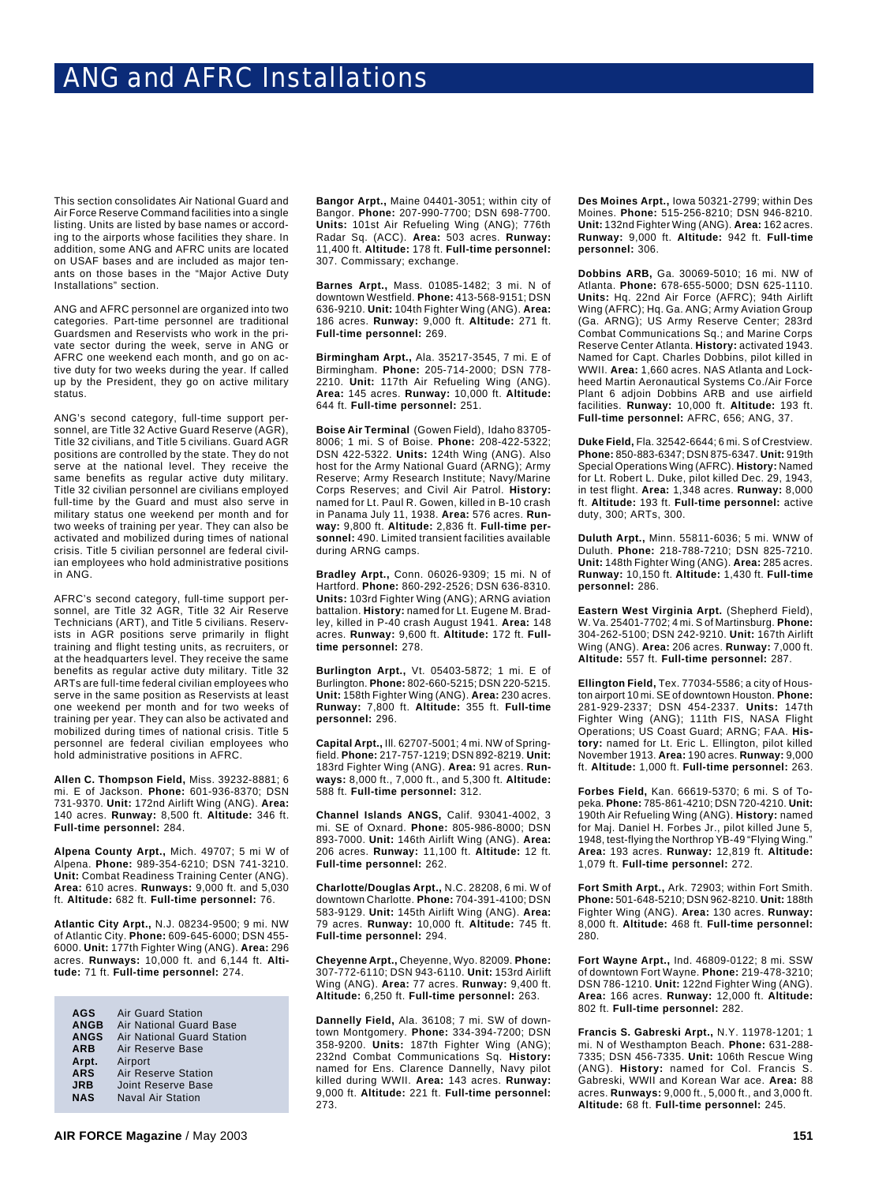# ANG and AFRC Installations

This section consolidates Air National Guard and Air Force Reserve Command facilities into a single listing. Units are listed by base names or according to the airports whose facilities they share. In addition, some ANG and AFRC units are located on USAF bases and are included as major tenants on those bases in the "Major Active Duty Installations" section.

ANG and AFRC personnel are organized into two categories. Part-time personnel are traditional Guardsmen and Reservists who work in the private sector during the week, serve in ANG or AFRC one weekend each month, and go on active duty for two weeks during the year. If called up by the President, they go on active military status.

ANG's second category, full-time support personnel, are Title 32 Active Guard Reserve (AGR), Title 32 civilians, and Title 5 civilians. Guard AGR positions are controlled by the state. They do not serve at the national level. They receive the same benefits as regular active duty military. Title 32 civilian personnel are civilians employed full-time by the Guard and must also serve in military status one weekend per month and for two weeks of training per year. They can also be activated and mobilized during times of national crisis. Title 5 civilian personnel are federal civilian employees who hold administrative positions in ANG.

AFRC's second category, full-time support personnel, are Title 32 AGR, Title 32 Air Reserve Technicians (ART), and Title 5 civilians. Reservists in AGR positions serve primarily in flight training and flight testing units, as recruiters, or at the headquarters level. They receive the same benefits as regular active duty military. Title 32 ARTs are full-time federal civilian employees who serve in the same position as Reservists at least one weekend per month and for two weeks of training per year. They can also be activated and mobilized during times of national crisis. Title 5 personnel are federal civilian employees who hold administrative positions in AFRC.

**Allen C. Thompson Field,** Miss. 39232-8881; 6 mi. E of Jackson. **Phone:** 601-936-8370; DSN 731-9370. **Unit:** 172nd Airlift Wing (ANG). **Area:** 140 acres. **Runway:** 8,500 ft. **Altitude:** 346 ft. **Full-time personnel:** 284.

**Alpena County Arpt.,** Mich. 49707; 5 mi W of Alpena. **Phone:** 989-354-6210; DSN 741-3210. **Unit:** Combat Readiness Training Center (ANG). **Area:** 610 acres. **Runways:** 9,000 ft. and 5,030 ft. **Altitude:** 682 ft. **Full-time personnel:** 76.

**Atlantic City Arpt.,** N.J. 08234-9500; 9 mi. NW of Atlantic City. **Phone:** 609-645-6000; DSN 455-6000. **Unit:** 177th Fighter Wing (ANG). **Area:** 296 acres. **Runways:** 10,000 ft. and 6,144 ft. **Altitude:** 71 ft. **Full-time personnel:** 274.

| | |
|---|---|
| **AGS** | Air Guard Station |
| **ANGB** | Air National Guard Base |
| **ANGS** | Air National Guard Station |
| **ARB** | Air Reserve Base |
| **Arpt.** | Airport |
| **ARS** | Air Reserve Station |
| **JRB** | Joint Reserve Base |
| **NAS** | Naval Air Station |

**Bangor Arpt.,** Maine 04401-3051; within city of Bangor. **Phone:** 207-990-7700; DSN 698-7700. **Units:** 101st Air Refueling Wing (ANG); 776th Radar Sq. (ACC). **Area:** 503 acres. **Runway:** 11,400 ft. **Altitude:** 178 ft. **Full-time personnel:** 307. Commissary; exchange.

**Barnes Arpt.,** Mass. 01085-1482; 3 mi. N of downtown Westfield. **Phone:** 413-568-9151; DSN 636-9210. **Unit:** 104th Fighter Wing (ANG). **Area:** 186 acres. **Runway:** 9,000 ft. **Altitude:** 271 ft. **Full-time personnel:** 269.

**Birmingham Arpt.,** Ala. 35217-3545, 7 mi. E of Birmingham. **Phone:** 205-714-2000; DSN 778-2210. **Unit:** 117th Air Refueling Wing (ANG). **Area:** 145 acres. **Runway:** 10,000 ft. **Altitude:** 644 ft. **Full-time personnel:** 251.

**Boise Air Terminal** (Gowen Field), Idaho 83705-8006; 1 mi. S of Boise. **Phone:** 208-422-5322; DSN 422-5322. **Units:** 124th Wing (ANG). Also host for the Army National Guard (ARNG); Army Reserve; Army Research Institute; Navy/Marine Corps Reserves; and Civil Air Patrol. **History:** named for Lt. Paul R. Gowen, killed in B-10 crash in Panama July 11, 1938. **Area:** 576 acres. **Runway:** 9,800 ft. **Altitude:** 2,836 ft. **Full-time personnel:** 490. Limited transient facilities available during ARNG camps.

**Bradley Arpt.,** Conn. 06026-9309; 15 mi. N of Hartford. **Phone:** 860-292-2526; DSN 636-8310. **Units:** 103rd Fighter Wing (ANG); ARNG aviation battalion. **History:** named for Lt. Eugene M. Bradley, killed in P-40 crash August 1941. **Area:** 148 acres. **Runway:** 9,600 ft. **Altitude:** 172 ft. **Full-time personnel:** 278.

**Burlington Arpt.,** Vt. 05403-5872; 1 mi. E of Burlington. **Phone:** 802-660-5215; DSN 220-5215. **Unit:** 158th Fighter Wing (ANG). **Area:** 230 acres. **Runway:** 7,800 ft. **Altitude:** 355 ft. **Full-time personnel:** 296.

**Capital Arpt.,** Ill. 62707-5001; 4 mi. NW of Springfield. **Phone:** 217-757-1219; DSN 892-8219. **Unit:** 183rd Fighter Wing (ANG). **Area:** 91 acres. **Runways:** 8,000 ft., 7,000 ft., and 5,300 ft. **Altitude:** 588 ft. **Full-time personnel:** 312.

**Channel Islands ANGS,** Calif. 93041-4002, 3 mi. SE of Oxnard. **Phone:** 805-986-8000; DSN 893-7000. **Unit:** 146th Airlift Wing (ANG). **Area:** 206 acres. **Runway:** 11,100 ft. **Altitude:** 12 ft. **Full-time personnel:** 262.

**Charlotte/Douglas Arpt.,** N.C. 28208, 6 mi. W of downtown Charlotte. **Phone:** 704-391-4100; DSN 583-9129. **Unit:** 145th Airlift Wing (ANG). **Area:** 79 acres. **Runway:** 10,000 ft. **Altitude:** 745 ft. **Full-time personnel:** 294.

**Cheyenne Arpt.,** Cheyenne, Wyo. 82009. **Phone:** 307-772-6110; DSN 943-6110. **Unit:** 153rd Airlift Wing (ANG). **Area:** 77 acres. **Runway:** 9,400 ft. **Altitude:** 6,250 ft. **Full-time personnel:** 263.

**Dannelly Field,** Ala. 36108; 7 mi. SW of downtown Montgomery. **Phone:** 334-394-7200; DSN 358-9200. **Units:** 187th Fighter Wing (ANG); 232nd Combat Communications Sq. **History:** named for Ens. Clarence Dannelly, Navy pilot killed during WWII. **Area:** 143 acres. **Runway:** 9,000 ft. **Altitude:** 221 ft. **Full-time personnel:** 273.

**Des Moines Arpt.,** Iowa 50321-2799; within Des Moines. **Phone:** 515-256-8210; DSN 946-8210. **Unit:** 132nd Fighter Wing (ANG). **Area:** 162 acres. **Runway:** 9,000 ft. **Altitude:** 942 ft. **Full-time personnel:** 306.

**Dobbins ARB,** Ga. 30069-5010; 16 mi. NW of Atlanta. **Phone:** 678-655-5000; DSN 625-1110. **Units:** Hq. 22nd Air Force (AFRC); 94th Airlift Wing (AFRC); Hq. Ga. ANG; Army Aviation Group (Ga. ARNG); US Army Reserve Center; 283rd Combat Communications Sq.; and Marine Corps Reserve Center Atlanta. **History:** activated 1943. Named for Capt. Charles Dobbins, pilot killed in WWII. **Area:** 1,660 acres. NAS Atlanta and Lockheed Martin Aeronautical Systems Co./Air Force Plant 6 adjoin Dobbins ARB and use airfield facilities. **Runway:** 10,000 ft. **Altitude:** 193 ft. **Full-time personnel:** AFRC, 656; ANG, 37.

**Duke Field,** Fla. 32542-6644; 6 mi. S of Crestview. **Phone:** 850-883-6347; DSN 875-6347. **Unit:** 919th Special Operations Wing (AFRC). **History:** Named for Lt. Robert L. Duke, pilot killed Dec. 29, 1943, in test flight. **Area:** 1,348 acres. **Runway:** 8,000 ft. **Altitude:** 193 ft. **Full-time personnel:** active duty, 300; ARTs, 300.

**Duluth Arpt.,** Minn. 55811-6036; 5 mi. WNW of Duluth. **Phone:** 218-788-7210; DSN 825-7210. **Unit:** 148th Fighter Wing (ANG). **Area:** 285 acres. **Runway:** 10,150 ft. **Altitude:** 1,430 ft. **Full-time personnel:** 286.

**Eastern West Virginia Arpt.** (Shepherd Field), W. Va. 25401-7702; 4 mi. S of Martinsburg. **Phone:** 304-262-5100; DSN 242-9210. **Unit:** 167th Airlift Wing (ANG). **Area:** 206 acres. **Runway:** 7,000 ft. **Altitude:** 557 ft. **Full-time personnel:** 287.

**Ellington Field,** Tex. 77034-5586; a city of Houston airport 10 mi. SE of downtown Houston. **Phone:** 281-929-2337; DSN 454-2337. **Units:** 147th Fighter Wing (ANG); 111th FIS, NASA Flight Operations; US Coast Guard; ARNG; FAA. **History:** named for Lt. Eric L. Ellington, pilot killed November 1913. **Area:** 190 acres. **Runway:** 9,000 ft. **Altitude:** 1,000 ft. **Full-time personnel:** 263.

**Forbes Field,** Kan. 66619-5370; 6 mi. S of Topeka. **Phone:** 785-861-4210; DSN 720-4210. **Unit:** 190th Air Refueling Wing (ANG). **History:** named for Maj. Daniel H. Forbes Jr., pilot killed June 5, 1948, test-flying the Northrop YB-49 "Flying Wing." **Area:** 193 acres. **Runway:** 12,819 ft. **Altitude:** 1,079 ft. **Full-time personnel:** 272.

**Fort Smith Arpt.,** Ark. 72903; within Fort Smith. **Phone:** 501-648-5210; DSN 962-8210. **Unit:** 188th Fighter Wing (ANG). **Area:** 130 acres. **Runway:** 8,000 ft. **Altitude:** 468 ft. **Full-time personnel:** 280.

**Fort Wayne Arpt.,** Ind. 46809-0122; 8 mi. SSW of downtown Fort Wayne. **Phone:** 219-478-3210; DSN 786-1210. **Unit:** 122nd Fighter Wing (ANG). **Area:** 166 acres. **Runway:** 12,000 ft. **Altitude:** 802 ft. **Full-time personnel:** 282.

**Francis S. Gabreski Arpt.,** N.Y. 11978-1201; 1 mi. N of Westhampton Beach. **Phone:** 631-288-7335; DSN 456-7335. **Unit:** 106th Rescue Wing (ANG). **History:** named for Col. Francis S. Gabreski, WWII and Korean War ace. **Area:** 88 acres. **Runways:** 9,000 ft., 5,000 ft., and 3,000 ft. **Altitude:** 68 ft. **Full-time personnel:** 245.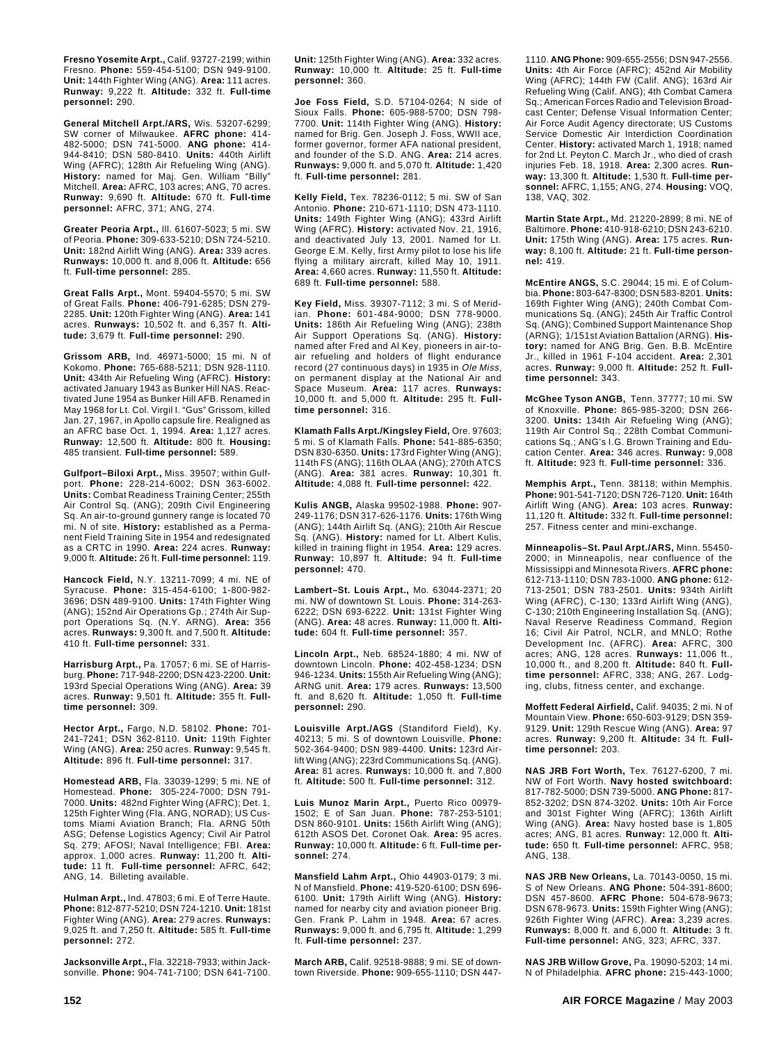**Fresno Yosemite Arpt.,** Calif. 93727-2199; within Fresno. **Phone:** 559-454-5100; DSN 949-9100. **Unit:** 144th Fighter Wing (ANG). **Area:** 111 acres. **Runway:** 9,222 ft. **Altitude:** 332 ft. **Full-time personnel:** 290.

**General Mitchell Arpt./ARS,** Wis. 53207-6299; SW corner of Milwaukee. **AFRC phone:** 414-482-5000; DSN 741-5000. **ANG phone:** 414-944-8410; DSN 580-8410. **Units:** 440th Airlift Wing (AFRC); 128th Air Refueling Wing (ANG). **History:** named for Maj. Gen. William "Billy" Mitchell. **Area:** AFRC, 103 acres; ANG, 70 acres. **Runway:** 9,690 ft. **Altitude:** 670 ft. **Full-time personnel:** AFRC, 371; ANG, 274.

**Greater Peoria Arpt.,** Ill. 61607-5023; 5 mi. SW of Peoria. **Phone:** 309-633-5210; DSN 724-5210. **Unit:** 182nd Airlift Wing (ANG). **Area:** 339 acres. **Runways:** 10,000 ft. and 8,006 ft. **Altitude:** 656 ft. **Full-time personnel:** 285.

**Great Falls Arpt.,** Mont. 59404-5570; 5 mi. SW of Great Falls. **Phone:** 406-791-6285; DSN 279-2285. **Unit:** 120th Fighter Wing (ANG). **Area:** 141 acres. **Runways:** 10,502 ft. and 6,357 ft. **Altitude:** 3,679 ft. **Full-time personnel:** 290.

**Grissom ARB,** Ind. 46971-5000; 15 mi. N of Kokomo. **Phone:** 765-688-5211; DSN 928-1110. **Unit:** 434th Air Refueling Wing (AFRC). **History:** activated January 1943 as Bunker Hill NAS. Reactivated June 1954 as Bunker Hill AFB. Renamed in May 1968 for Lt. Col. Virgil I. "Gus" Grissom, killed Jan. 27, 1967, in Apollo capsule fire. Realigned as an AFRC base Oct. 1, 1994. **Area:** 1,127 acres. **Runway:** 12,500 ft. **Altitude:** 800 ft. **Housing:** 485 transient. **Full-time personnel:** 589.

**Gulfport–Biloxi Arpt.,** Miss. 39507; within Gulfport. **Phone:** 228-214-6002; DSN 363-6002. **Units:** Combat Readiness Training Center; 255th Air Control Sq. (ANG); 209th Civil Engineering Sq. An air-to-ground gunnery range is located 70 mi. N of site. **History:** established as a Permanent Field Training Site in 1954 and redesignated as a CRTC in 1990. **Area:** 224 acres. **Runway:** 9,000 ft. **Altitude:** 26 ft. **Full-time personnel:** 119.

**Hancock Field,** N.Y. 13211-7099; 4 mi. NE of Syracuse. **Phone:** 315-454-6100; 1-800-982-3696; DSN 489-9100. **Units:** 174th Fighter Wing (ANG); 152nd Air Operations Gp.; 274th Air Support Operations Sq. (N.Y. ARNG). **Area:** 356 acres. **Runways:** 9,300 ft. and 7,500 ft. **Altitude:** 410 ft. **Full-time personnel:** 331.

**Harrisburg Arpt.,** Pa. 17057; 6 mi. SE of Harrisburg. **Phone:** 717-948-2200; DSN 423-2200. **Unit:** 193rd Special Operations Wing (ANG). **Area:** 39 acres. **Runway:** 9,501 ft. **Altitude:** 355 ft. **Full-time personnel:** 309.

**Hector Arpt.,** Fargo, N.D. 58102. **Phone:** 701-241-7241; DSN 362-8110. **Unit:** 119th Fighter Wing (ANG). **Area:** 250 acres. **Runway:** 9,545 ft. **Altitude:** 896 ft. **Full-time personnel:** 317.

**Homestead ARB,** Fla. 33039-1299; 5 mi. NE of Homestead. **Phone:** 305-224-7000; DSN 791-7000. **Units:** 482nd Fighter Wing (AFRC); Det. 1, 125th Fighter Wing (Fla. ANG, NORAD); US Customs Miami Aviation Branch; Fla. ARNG 50th ASG; Defense Logistics Agency; Civil Air Patrol Sq. 279; AFOSI; Naval Intelligence; FBI. **Area:** approx. 1,000 acres. **Runway:** 11,200 ft. **Altitude:** 11 ft. **Full-time personnel:** AFRC, 642; ANG, 14. Billeting available.

**Hulman Arpt.,** Ind. 47803; 6 mi. E of Terre Haute. **Phone:** 812-877-5210; DSN 724-1210. **Unit:** 181st Fighter Wing (ANG). **Area:** 279 acres. **Runways:** 9,025 ft. and 7,250 ft. **Altitude:** 585 ft. **Full-time personnel:** 272.

**Jacksonville Arpt.,** Fla. 32218-7933; within Jacksonville. **Phone:** 904-741-7100; DSN 641-7100. **Unit:** 125th Fighter Wing (ANG). **Area:** 332 acres. **Runway:** 10,000 ft. **Altitude:** 25 ft. **Full-time personnel:** 360.

**Joe Foss Field,** S.D. 57104-0264; N side of Sioux Falls. **Phone:** 605-988-5700; DSN 798-7700. **Unit:** 114th Fighter Wing (ANG). **History:** named for Brig. Gen. Joseph J. Foss, WWII ace, former governor, former AFA national president, and founder of the S.D. ANG. **Area:** 214 acres. **Runways:** 9,000 ft. and 5,070 ft. **Altitude:** 1,420 ft. **Full-time personnel:** 281.

**Kelly Field,** Tex. 78236-0112; 5 mi. SW of San Antonio. **Phone:** 210-671-1110; DSN 473-1110. **Units:** 149th Fighter Wing (ANG); 433rd Airlift Wing (AFRC). **History:** activated Nov. 21, 1916, and deactivated July 13, 2001. Named for Lt. George E.M. Kelly, first Army pilot to lose his life flying a military aircraft, killed May 10, 1911. **Area:** 4,660 acres. **Runway:** 11,550 ft. **Altitude:** 689 ft. **Full-time personnel:** 588.

**Key Field,** Miss. 39307-7112; 3 mi. S of Meridian. **Phone:** 601-484-9000; DSN 778-9000. **Units:** 186th Air Refueling Wing (ANG); 238th Air Support Operations Sq. (ANG). **History:** named after Fred and Al Key, pioneers in air-to-air refueling and holders of flight endurance record (27 continuous days) in 1935 in *Ole Miss,* on permanent display at the National Air and Space Museum. **Area:** 117 acres. **Runways:** 10,000 ft. and 5,000 ft. **Altitude:** 295 ft. **Full-time personnel:** 316.

**Klamath Falls Arpt./Kingsley Field,** Ore. 97603; 5 mi. S of Klamath Falls. **Phone:** 541-885-6350; DSN 830-6350. **Units:** 173rd Fighter Wing (ANG); 114th FS (ANG); 116th OLAA (ANG); 270th ATCS (ANG). **Area:** 381 acres. **Runway:** 10,301 ft. **Altitude:** 4,088 ft. **Full-time personnel:** 422.

**Kulis ANGB,** Alaska 99502-1988. **Phone:** 907-249-1176; DSN 317-626-1176. **Units:** 176th Wing (ANG); 144th Airlift Sq. (ANG); 210th Air Rescue Sq. (ANG). **History:** named for Lt. Albert Kulis, killed in training flight in 1954. **Area:** 129 acres. **Runway:** 10,897 ft. **Altitude:** 94 ft. **Full-time personnel:** 470.

**Lambert–St. Louis Arpt.,** Mo. 63044-2371; 20 mi. NW of downtown St. Louis. **Phone:** 314-263-6222; DSN 693-6222. **Unit:** 131st Fighter Wing (ANG). **Area:** 48 acres. **Runway:** 11,000 ft. **Altitude:** 604 ft. **Full-time personnel:** 357.

**Lincoln Arpt.,** Neb. 68524-1880; 4 mi. NW of downtown Lincoln. **Phone:** 402-458-1234; DSN 946-1234. **Units:** 155th Air Refueling Wing (ANG); ARNG unit. **Area:** 179 acres. **Runways:** 13,500 ft. and 8,620 ft. **Altitude:** 1,050 ft. **Full-time personnel:** 290.

**Louisville Arpt./AGS** (Standiford Field), Ky. 40213; 5 mi. S of downtown Louisville. **Phone:** 502-364-9400; DSN 989-4400. **Units:** 123rd Airlift Wing (ANG); 223rd Communications Sq. (ANG). **Area:** 81 acres. **Runways:** 10,000 ft. and 7,800 ft. **Altitude:** 500 ft. **Full-time personnel:** 312.

**Luis Munoz Marin Arpt.,** Puerto Rico 00979-1502; E of San Juan. **Phone:** 787-253-5101; DSN 860-9101. **Units:** 156th Airlift Wing (ANG); 612th ASOS Det. Coronet Oak. **Area:** 95 acres. **Runway:** 10,000 ft. **Altitude:** 6 ft. **Full-time personnel:** 274.

**Mansfield Lahm Arpt.,** Ohio 44903-0179; 3 mi. N of Mansfield. **Phone:** 419-520-6100; DSN 696-6100. **Unit:** 179th Airlift Wing (ANG). **History:** named for nearby city and aviation pioneer Brig. Gen. Frank P. Lahm in 1948. **Area:** 67 acres. **Runways:** 9,000 ft. and 6,795 ft. **Altitude:** 1,299 ft. **Full-time personnel:** 237.

**March ARB,** Calif. 92518-9888; 9 mi. SE of downtown Riverside. **Phone:** 909-655-1110; DSN 447-1110. **ANG Phone:** 909-655-2556; DSN 947-2556. **Units:** 4th Air Force (AFRC); 452nd Air Mobility Wing (AFRC); 144th FW (Calif. ANG); 163rd Air Refueling Wing (Calif. ANG); 4th Combat Camera Sq.; American Forces Radio and Television Broadcast Center; Defense Visual Information Center; Air Force Audit Agency directorate; US Customs Service Domestic Air Interdiction Coordination Center. **History:** activated March 1, 1918; named for 2nd Lt. Peyton C. March Jr., who died of crash injuries Feb. 18, 1918. **Area:** 2,300 acres. **Runway:** 13,300 ft. **Altitude:** 1,530 ft. **Full-time personnel:** AFRC, 1,155; ANG, 274. **Housing:** VOQ, 138, VAQ, 302.

**Martin State Arpt.,** Md. 21220-2899; 8 mi. NE of Baltimore. **Phone:** 410-918-6210; DSN 243-6210. **Unit:** 175th Wing (ANG). **Area:** 175 acres. **Runway:** 8,100 ft. **Altitude:** 21 ft. **Full-time personnel:** 419.

**McEntire ANGS,** S.C. 29044; 15 mi. E of Columbia. **Phone:** 803-647-8300; DSN 583-8201. **Units:** 169th Fighter Wing (ANG); 240th Combat Communications Sq. (ANG); 245th Air Traffic Control Sq. (ANG); Combined Support Maintenance Shop (ARNG); 1/151st Aviation Battalion (ARNG). **History:** named for ANG Brig. Gen. B.B. McEntire Jr., killed in 1961 F-104 accident. **Area:** 2,301 acres. **Runway:** 9,000 ft. **Altitude:** 252 ft. **Full-time personnel:** 343.

**McGhee Tyson ANGB,** Tenn. 37777; 10 mi. SW of Knoxville. **Phone:** 865-985-3200; DSN 266-3200. **Units:** 134th Air Refueling Wing (ANG); 119th Air Control Sq.; 228th Combat Communications Sq.; ANG's I.G. Brown Training and Education Center. **Area:** 346 acres. **Runway:** 9,008 ft. **Altitude:** 923 ft. **Full-time personnel:** 336.

**Memphis Arpt.,** Tenn. 38118; within Memphis. **Phone:** 901-541-7120; DSN 726-7120. **Unit:** 164th Airlift Wing (ANG). **Area:** 103 acres. **Runway:** 11,120 ft. **Altitude:** 332 ft. **Full-time personnel:** 257. Fitness center and mini-exchange.

**Minneapolis–St. Paul Arpt./ARS,** Minn. 55450-2000; in Minneapolis, near confluence of the Mississippi and Minnesota Rivers. **AFRC phone:** 612-713-1110; DSN 783-1000. **ANG phone:** 612-713-2501; DSN 783-2501. **Units:** 934th Airlift Wing (AFRC), C-130; 133rd Airlift Wing (ANG), C-130; 210th Engineering Installation Sq. (ANG); Naval Reserve Readiness Command, Region 16; Civil Air Patrol, NCLR, and MNLO; Rothe Development Inc. (AFRC). **Area:** AFRC, 300 acres; ANG, 128 acres. **Runways:** 11,006 ft., 10,000 ft., and 8,200 ft. **Altitude:** 840 ft. **Full-time personnel:** AFRC, 338; ANG, 267. Lodging, clubs, fitness center, and exchange.

**Moffett Federal Airfield,** Calif. 94035; 2 mi. N of Mountain View. **Phone:** 650-603-9129; DSN 359-9129. **Unit:** 129th Rescue Wing (ANG). **Area:** 97 acres. **Runway:** 9,200 ft. **Altitude:** 34 ft. **Full-time personnel:** 203.

**NAS JRB Fort Worth,** Tex. 76127-6200, 7 mi. NW of Fort Worth. **Navy hosted switchboard:** 817-782-5000; DSN 739-5000. **ANG Phone:** 817-852-3202; DSN 874-3202. **Units:** 10th Air Force and 301st Fighter Wing (AFRC); 136th Airlift Wing (ANG). **Area:** Navy hosted base is 1,805 acres; ANG, 81 acres. **Runway:** 12,000 ft. **Altitude:** 650 ft. **Full-time personnel:** AFRC, 958; ANG, 138.

**NAS JRB New Orleans,** La. 70143-0050, 15 mi. S of New Orleans. **ANG Phone:** 504-391-8600; DSN 457-8600. **AFRC Phone:** 504-678-9673; DSN 678-9673. **Units:** 159th Fighter Wing (ANG); 926th Fighter Wing (AFRC). **Area:** 3,239 acres. **Runways:** 8,000 ft. and 6,000 ft. **Altitude:** 3 ft. **Full-time personnel:** ANG, 323; AFRC, 337.

**NAS JRB Willow Grove,** Pa. 19090-5203; 14 mi. N of Philadelphia. **AFRC phone:** 215-443-1000;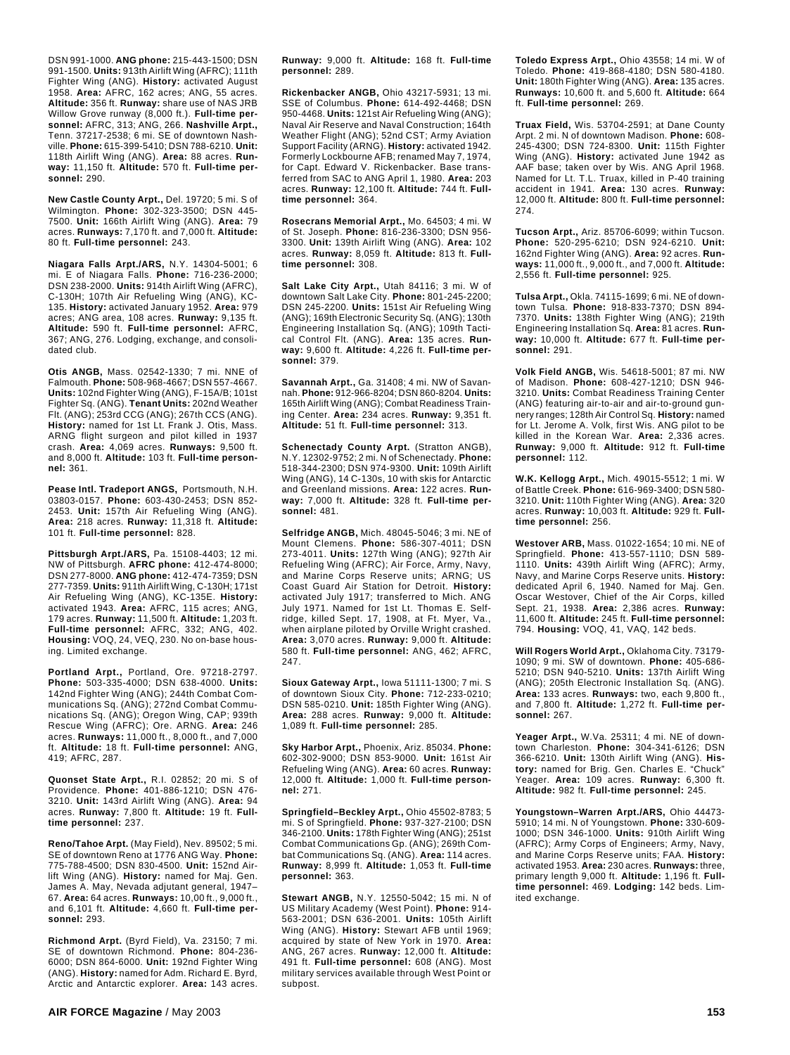DSN 991-1000. **ANG phone:** 215-443-1500; DSN 991-1500. **Units:** 913th Airlift Wing (AFRC); 111th Fighter Wing (ANG). **History:** activated August 1958. **Area:** AFRC, 162 acres; ANG, 55 acres. **Altitude:** 356 ft. **Runway:** share use of NAS JRB Willow Grove runway (8,000 ft.). **Full-time personnel:** AFRC, 313; ANG, 266. **Nashville Arpt.,** Tenn. 37217-2538; 6 mi. SE of downtown Nashville. **Phone:** 615-399-5410; DSN 788-6210. **Unit:** 118th Airlift Wing (ANG). **Area:** 88 acres. **Runway:** 11,150 ft. **Altitude:** 570 ft. **Full-time personnel:** 290.

**New Castle County Arpt.,** Del. 19720; 5 mi. S of Wilmington. **Phone:** 302-323-3500; DSN 445-7500. **Unit:** 166th Airlift Wing (ANG). **Area:** 79 acres. **Runways:** 7,170 ft. and 7,000 ft. **Altitude:** 80 ft. **Full-time personnel:** 243.

**Niagara Falls Arpt./ARS,** N.Y. 14304-5001; 6 mi. E of Niagara Falls. **Phone:** 716-236-2000; DSN 238-2000. **Units:** 914th Airlift Wing (AFRC), C-130H; 107th Air Refueling Wing (ANG), KC-135. **History:** activated January 1952. **Area:** 979 acres; ANG area, 108 acres. **Runway:** 9,135 ft. **Altitude:** 590 ft. **Full-time personnel:** AFRC, 367; ANG, 276. Lodging, exchange, and consolidated club.

**Otis ANGB,** Mass. 02542-1330; 7 mi. NNE of Falmouth. **Phone:** 508-968-4667; DSN 557-4667. **Units:** 102nd Fighter Wing (ANG), F-15A/B; 101st Fighter Sq. (ANG). **Tenant Units:** 202nd Weather Flt. (ANG); 253rd CCG (ANG); 267th CCS (ANG). **History:** named for 1st Lt. Frank J. Otis, Mass. ARNG flight surgeon and pilot killed in 1937 crash. **Area:** 4,069 acres. **Runways:** 9,500 ft. and 8,000 ft. **Altitude:** 103 ft. **Full-time personnel:** 361.

**Pease Intl. Tradeport ANGS,** Portsmouth, N.H. 03803-0157. **Phone:** 603-430-2453; DSN 852-2453. **Unit:** 157th Air Refueling Wing (ANG). **Area:** 218 acres. **Runway:** 11,318 ft. **Altitude:** 101 ft. **Full-time personnel:** 828.

**Pittsburgh Arpt./ARS,** Pa. 15108-4403; 12 mi. NW of Pittsburgh. **AFRC phone:** 412-474-8000; DSN 277-8000. **ANG phone:** 412-474-7359; DSN 277-7359. **Units:** 911th Airlift Wing, C-130H; 171st Air Refueling Wing (ANG), KC-135E. **History:** activated 1943. **Area:** AFRC, 115 acres; ANG, 179 acres. **Runway:** 11,500 ft. **Altitude:** 1,203 ft. **Full-time personnel:** AFRC, 332; ANG, 402. **Housing:** VOQ, 24, VEQ, 230. No on-base housing. Limited exchange.

**Portland Arpt.,** Portland, Ore. 97218-2797. **Phone:** 503-335-4000; DSN 638-4000. **Units:** 142nd Fighter Wing (ANG); 244th Combat Communications Sq. (ANG); 272nd Combat Communications Sq. (ANG); Oregon Wing, CAP; 939th Rescue Wing (AFRC); Ore. ARNG. **Area:** 246 acres. **Runways:** 11,000 ft., 8,000 ft., and 7,000 ft. **Altitude:** 18 ft. **Full-time personnel:** ANG, 419; AFRC, 287.

**Quonset State Arpt.,** R.I. 02852; 20 mi. S of Providence. **Phone:** 401-886-1210; DSN 476-3210. **Unit:** 143rd Airlift Wing (ANG). **Area:** 94 acres. **Runway:** 7,800 ft. **Altitude:** 19 ft. **Full-time personnel:** 237.

**Reno/Tahoe Arpt.** (May Field), Nev. 89502; 5 mi. SE of downtown Reno at 1776 ANG Way. **Phone:** 775-788-4500; DSN 830-4500. **Unit:** 152nd Airlift Wing (ANG). **History:** named for Maj. Gen. James A. May, Nevada adjutant general, 1947–67. **Area:** 64 acres. **Runways:** 10,00 ft., 9,000 ft., and 6,101 ft. **Altitude:** 4,660 ft. **Full-time personnel:** 293.

**Richmond Arpt.** (Byrd Field), Va. 23150; 7 mi. SE of downtown Richmond. **Phone:** 804-236-6000; DSN 864-6000. **Unit:** 192nd Fighter Wing (ANG). **History:** named for Adm. Richard E. Byrd, Arctic and Antarctic explorer. **Area:** 143 acres. **Runway:** 9,000 ft. **Altitude:** 168 ft. **Full-time personnel:** 289.

**Rickenbacker ANGB,** Ohio 43217-5931; 13 mi. SSE of Columbus. **Phone:** 614-492-4468; DSN 950-4468. **Units:** 121st Air Refueling Wing (ANG); Naval Air Reserve and Naval Construction; 164th Weather Flight (ANG); 52nd CST; Army Aviation Support Facility (ARNG). **History:** activated 1942. Formerly Lockbourne AFB; renamed May 7, 1974, for Capt. Edward V. Rickenbacker. Base transferred from SAC to ANG April 1, 1980. **Area:** 203 acres. **Runway:** 12,100 ft. **Altitude:** 744 ft. **Full-time personnel:** 364.

**Rosecrans Memorial Arpt.,** Mo. 64503; 4 mi. W of St. Joseph. **Phone:** 816-236-3300; DSN 956-3300. **Unit:** 139th Airlift Wing (ANG). **Area:** 102 acres. **Runway:** 8,059 ft. **Altitude:** 813 ft. **Full-time personnel:** 308.

**Salt Lake City Arpt.,** Utah 84116; 3 mi. W of downtown Salt Lake City. **Phone:** 801-245-2200; DSN 245-2200. **Units:** 151st Air Refueling Wing (ANG); 169th Electronic Security Sq. (ANG); 130th Engineering Installation Sq. (ANG); 109th Tactical Control Flt. (ANG). **Area:** 135 acres. **Runway:** 9,600 ft. **Altitude:** 4,226 ft. **Full-time personnel:** 379.

**Savannah Arpt.,** Ga. 31408; 4 mi. NW of Savannah. **Phone:** 912-966-8204; DSN 860-8204. **Units:** 165th Airlift Wing (ANG); Combat Readiness Training Center. **Area:** 234 acres. **Runway:** 9,351 ft. **Altitude:** 51 ft. **Full-time personnel:** 313.

**Schenectady County Arpt.** (Stratton ANGB), N.Y. 12302-9752; 2 mi. N of Schenectady. **Phone:** 518-344-2300; DSN 974-9300. **Unit:** 109th Airlift Wing (ANG), 14 C-130s, 10 with skis for Antarctic and Greenland missions. **Area:** 122 acres. **Runway:** 7,000 ft. **Altitude:** 328 ft. **Full-time personnel:** 481.

**Selfridge ANGB,** Mich. 48045-5046; 3 mi. NE of Mount Clemens. **Phone:** 586-307-4011; DSN 273-4011. **Units:** 127th Wing (ANG); 927th Air Refueling Wing (AFRC); Air Force, Army, Navy, and Marine Corps Reserve units; ARNG; US Coast Guard Air Station for Detroit. **History:** activated July 1917; transferred to Mich. ANG July 1971. Named for 1st Lt. Thomas E. Selfridge, killed Sept. 17, 1908, at Ft. Myer, Va., when airplane piloted by Orville Wright crashed. **Area:** 3,070 acres. **Runway:** 9,000 ft. **Altitude:** 580 ft. **Full-time personnel:** ANG, 462; AFRC, 247.

**Sioux Gateway Arpt.,** Iowa 51111-1300; 7 mi. S of downtown Sioux City. **Phone:** 712-233-0210; DSN 585-0210. **Unit:** 185th Fighter Wing (ANG). **Area:** 288 acres. **Runway:** 9,000 ft. **Altitude:** 1,089 ft. **Full-time personnel:** 285.

**Sky Harbor Arpt.,** Phoenix, Ariz. 85034. **Phone:** 602-302-9000; DSN 853-9000. **Unit:** 161st Air Refueling Wing (ANG). **Area:** 60 acres. **Runway:** 12,000 ft. **Altitude:** 1,000 ft. **Full-time personnel:** 271.

**Springfield–Beckley Arpt.,** Ohio 45502-8783; 5 mi. S of Springfield. **Phone:** 937-327-2100; DSN 346-2100. **Units:** 178th Fighter Wing (ANG); 251st Combat Communications Gp. (ANG); 269th Combat Communications Sq. (ANG). **Area:** 114 acres. **Runway:** 8,999 ft. **Altitude:** 1,053 ft. **Full-time personnel:** 363.

**Stewart ANGB,** N.Y. 12550-5042; 15 mi. N of US Military Academy (West Point). **Phone:** 914-563-2001; DSN 636-2001. **Units:** 105th Airlift Wing (ANG). **History:** Stewart AFB until 1969; acquired by state of New York in 1970. **Area:** ANG, 267 acres. **Runway:** 12,000 ft. **Altitude:** 491 ft. **Full-time personnel:** 608 (ANG). Most military services available through West Point or subpost.

**Toledo Express Arpt.,** Ohio 43558; 14 mi. W of Toledo. **Phone:** 419-868-4180; DSN 580-4180. **Unit:** 180th Fighter Wing (ANG). **Area:** 135 acres. **Runways:** 10,600 ft. and 5,600 ft. **Altitude:** 664 ft. **Full-time personnel:** 269.

**Truax Field,** Wis. 53704-2591; at Dane County Arpt. 2 mi. N of downtown Madison. **Phone:** 608-245-4300; DSN 724-8300. **Unit:** 115th Fighter Wing (ANG). **History:** activated June 1942 as AAF base; taken over by Wis. ANG April 1968. Named for Lt. T.L. Truax, killed in P-40 training accident in 1941. **Area:** 130 acres. **Runway:** 12,000 ft. **Altitude:** 800 ft. **Full-time personnel:** 274.

**Tucson Arpt.,** Ariz. 85706-6099; within Tucson. **Phone:** 520-295-6210; DSN 924-6210. **Unit:** 162nd Fighter Wing (ANG). **Area:** 92 acres. **Runways:** 11,000 ft., 9,000 ft., and 7,000 ft. **Altitude:** 2,556 ft. **Full-time personnel:** 925.

**Tulsa Arpt.,** Okla. 74115-1699; 6 mi. NE of downtown Tulsa. **Phone:** 918-833-7370; DSN 894-7370. **Units:** 138th Fighter Wing (ANG); 219th Engineering Installation Sq. **Area:** 81 acres. **Runway:** 10,000 ft. **Altitude:** 677 ft. **Full-time personnel:** 291.

**Volk Field ANGB,** Wis. 54618-5001; 87 mi. NW of Madison. **Phone:** 608-427-1210; DSN 946-3210. **Units:** Combat Readiness Training Center (ANG) featuring air-to-air and air-to-ground gunnery ranges; 128th Air Control Sq. **History:** named for Lt. Jerome A. Volk, first Wis. ANG pilot to be killed in the Korean War. **Area:** 2,336 acres. **Runway:** 9,000 ft. **Altitude:** 912 ft. **Full-time personnel:** 112.

**W.K. Kellogg Arpt.,** Mich. 49015-5512; 1 mi. W of Battle Creek. **Phone:** 616-969-3400; DSN 580-3210. **Unit:** 110th Fighter Wing (ANG). **Area:** 320 acres. **Runway:** 10,003 ft. **Altitude:** 929 ft. **Full-time personnel:** 256.

**Westover ARB,** Mass. 01022-1654; 10 mi. NE of Springfield. **Phone:** 413-557-1110; DSN 589-1110. **Units:** 439th Airlift Wing (AFRC); Army, Navy, and Marine Corps Reserve units. **History:** dedicated April 6, 1940. Named for Maj. Gen. Oscar Westover, Chief of the Air Corps, killed Sept. 21, 1938. **Area:** 2,386 acres. **Runway:** 11,600 ft. **Altitude:** 245 ft. **Full-time personnel:** 794. **Housing:** VOQ, 41, VAQ, 142 beds.

**Will Rogers World Arpt.,** Oklahoma City. 73179-1090; 9 mi. SW of downtown. **Phone:** 405-686-5210; DSN 940-5210. **Units:** 137th Airlift Wing (ANG); 205th Electronic Installation Sq. (ANG). **Area:** 133 acres. **Runways:** two, each 9,800 ft., and 7,800 ft. **Altitude:** 1,272 ft. **Full-time personnel:** 267.

**Yeager Arpt.,** W.Va. 25311; 4 mi. NE of downtown Charleston. **Phone:** 304-341-6126; DSN 366-6210. **Unit:** 130th Airlift Wing (ANG). **History:** named for Brig. Gen. Charles E. “Chuck” Yeager. **Area:** 109 acres. **Runway:** 6,300 ft. **Altitude:** 982 ft. **Full-time personnel:** 245.

**Youngstown–Warren Arpt./ARS,** Ohio 44473-5910; 14 mi. N of Youngstown. **Phone:** 330-609-1000; DSN 346-1000. **Units:** 910th Airlift Wing (AFRC); Army Corps of Engineers; Army, Navy, and Marine Corps Reserve units; FAA. **History:** activated 1953. **Area:** 230 acres. **Runways:** three, primary length 9,000 ft. **Altitude:** 1,196 ft. **Full-time personnel:** 469. **Lodging:** 142 beds. Limited exchange.